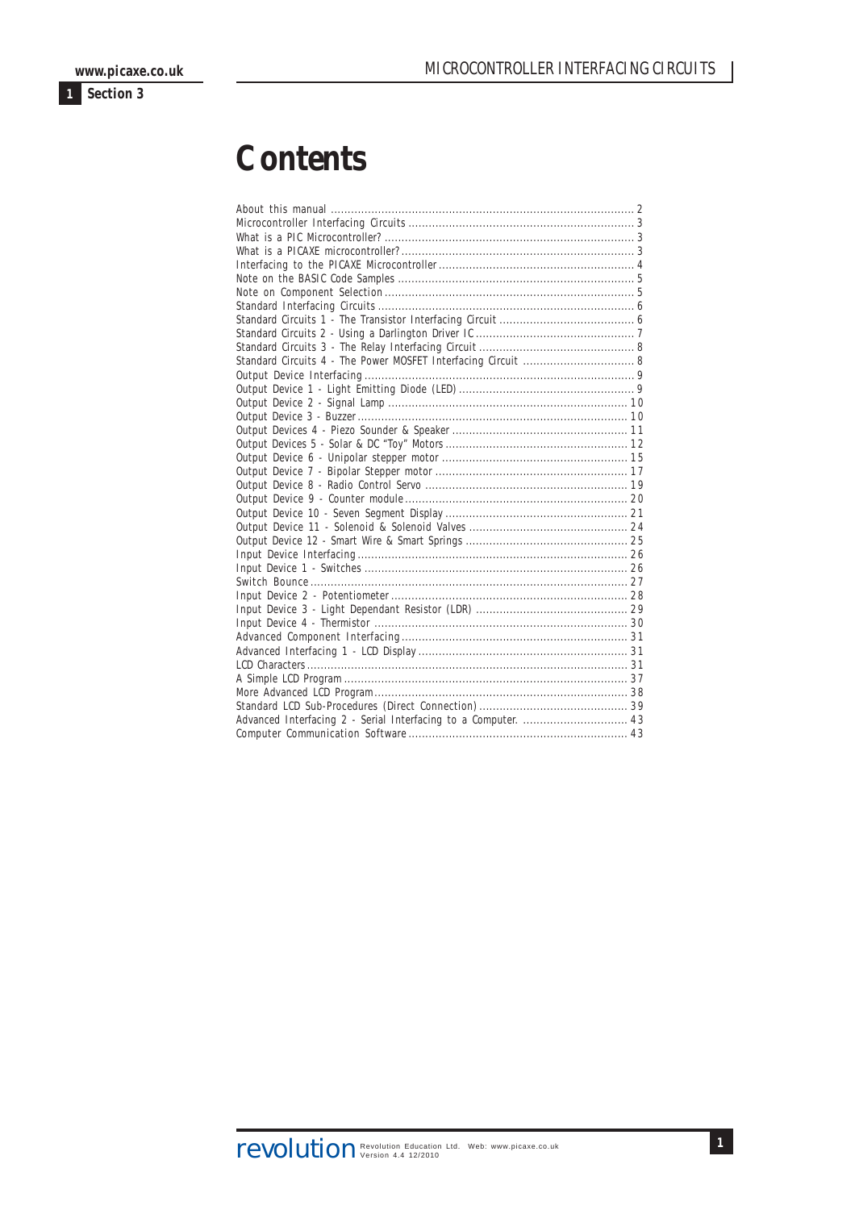# Contents

| | |
|---|---|
| About this manual | 2 |
| Microcontroller Interfacing Circuits | 3 |
| What is a PIC Microcontroller? | 3 |
| What is a PICAXE microcontroller? | 3 |
| Interfacing to the PICAXE Microcontroller | 4 |
| Note on the BASIC Code Samples | 5 |
| Note on Component Selection | 5 |
| Standard Interfacing Circuits | 6 |
| Standard Circuits 1 - The Transistor Interfacing Circuit | 6 |
| Standard Circuits 2 - Using a Darlington Driver IC | 7 |
| Standard Circuits 3 - The Relay Interfacing Circuit | 8 |
| Standard Circuits 4 - The Power MOSFET Interfacing Circuit | 8 |
| Output Device Interfacing | 9 |
| Output Device 1 - Light Emitting Diode (LED) | 9 |
| Output Device 2 - Signal Lamp | 10 |
| Output Device 3 - Buzzer | 10 |
| Output Devices 4 - Piezo Sounder & Speaker | 11 |
| Output Devices 5 - Solar & DC "Toy" Motors | 12 |
| Output Device 6 - Unipolar stepper motor | 15 |
| Output Device 7 - Bipolar Stepper motor | 17 |
| Output Device 8 - Radio Control Servo | 19 |
| Output Device 9 - Counter module | 20 |
| Output Device 10 - Seven Segment Display | 21 |
| Output Device 11 - Solenoid & Solenoid Valves | 24 |
| Output Device 12 - Smart Wire & Smart Springs | 25 |
| Input Device Interfacing | 26 |
| Input Device 1 - Switches | 26 |
| Switch Bounce | 27 |
| Input Device 2 - Potentiometer | 28 |
| Input Device 3 - Light Dependant Resistor (LDR) | 29 |
| Input Device 4 - Thermistor | 30 |
| Advanced Component Interfacing | 31 |
| Advanced Interfacing 1 - LCD Display | 31 |
| LCD Characters | 31 |
| A Simple LCD Program | 37 |
| More Advanced LCD Program | 38 |
| Standard LCD Sub-Procedures (Direct Connection) | 39 |
| Advanced Interfacing 2 - Serial Interfacing to a Computer. | 43 |
| Computer Communication Software | 43 |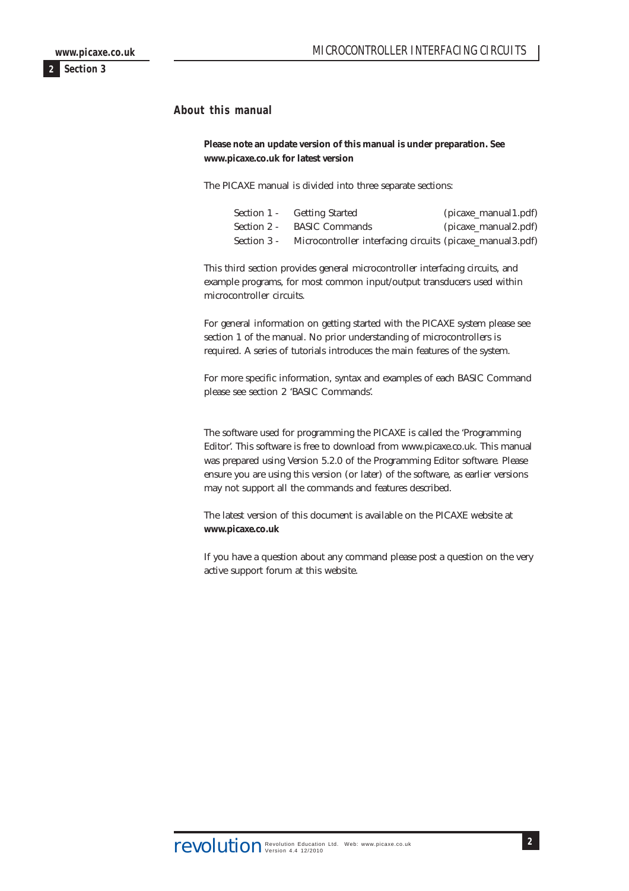## About this manual

**Please note an update version of this manual is under preparation. See www.picaxe.co.uk for latest version**

The PICAXE manual is divided into three separate sections:

| | | |
|---|---|---|
| Section 1 - | Getting Started | (picaxe_manual1.pdf) |
| Section 2 - | BASIC Commands | (picaxe_manual2.pdf) |
| Section 3 - | Microcontroller interfacing circuits | (picaxe_manual3.pdf) |

This third section provides general microcontroller interfacing circuits, and example programs, for most common input/output transducers used within microcontroller circuits.

For general information on getting started with the PICAXE system please see section 1 of the manual. No prior understanding of microcontrollers is required. A series of tutorials introduces the main features of the system.

For more specific information, syntax and examples of each BASIC Command please see section 2 'BASIC Commands'.

The software used for programming the PICAXE is called the 'Programming Editor'. This software is free to download from www.picaxe.co.uk. This manual was prepared using Version 5.2.0 of the Programming Editor software. Please ensure you are using this version (or later) of the software, as earlier versions may not support all the commands and features described.

The latest version of this document is available on the PICAXE website at **www.picaxe.co.uk**

If you have a question about any command please post a question on the very active support forum at this website.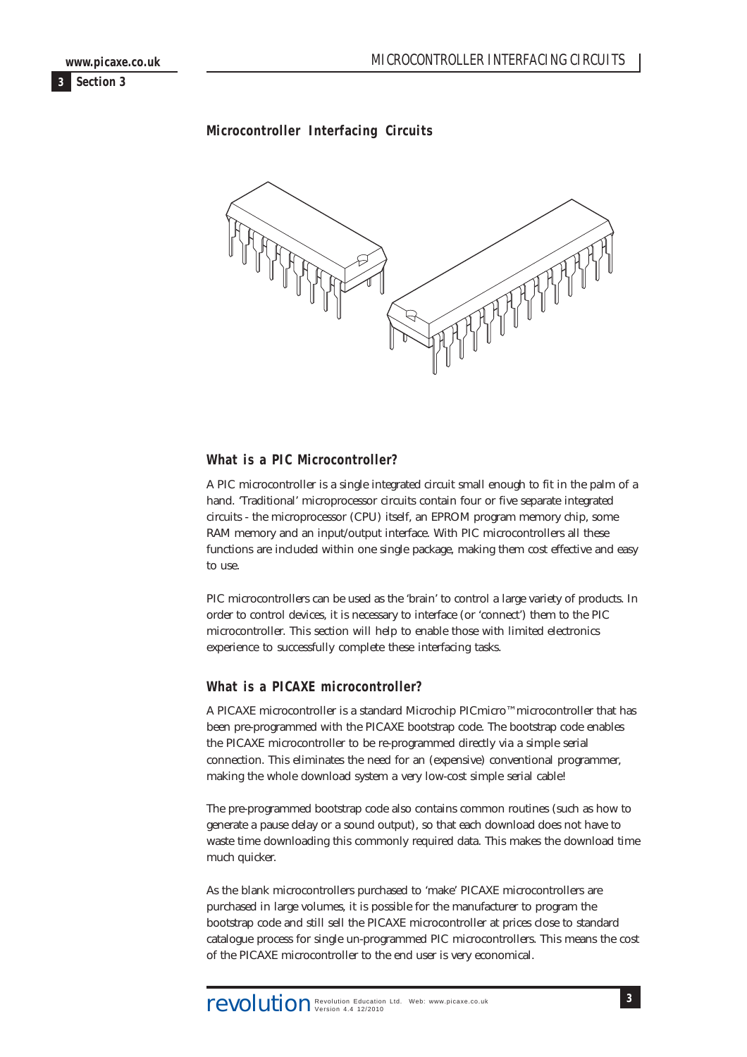# Microcontroller Interfacing Circuits

## What is a PIC Microcontroller?

A PIC microcontroller is a single integrated circuit small enough to fit in the palm of a hand. 'Traditional' microprocessor circuits contain four or five separate integrated circuits - the microprocessor (CPU) itself, an EPROM program memory chip, some RAM memory and an input/output interface. With PIC microcontrollers all these functions are included within one single package, making them cost effective and easy to use.

PIC microcontrollers can be used as the 'brain' to control a large variety of products. In order to control devices, it is necessary to interface (or 'connect') them to the PIC microcontroller. This section will help to enable those with limited electronics experience to successfully complete these interfacing tasks.

## What is a PICAXE microcontroller?

A PICAXE microcontroller is a standard Microchip PICmicro™ microcontroller that has been pre-programmed with the PICAXE bootstrap code. The bootstrap code enables the PICAXE microcontroller to be re-programmed directly via a simple serial connection. This eliminates the need for an (expensive) conventional programmer, making the whole download system a very low-cost simple serial cable!

The pre-programmed bootstrap code also contains common routines (such as how to generate a pause delay or a sound output), so that each download does not have to waste time downloading this commonly required data. This makes the download time much quicker.

As the blank microcontrollers purchased to 'make' PICAXE microcontrollers are purchased in large volumes, it is possible for the manufacturer to program the bootstrap code and still sell the PICAXE microcontroller at prices close to standard catalogue process for single un-programmed PIC microcontrollers. This means the cost of the PICAXE microcontroller to the end user is very economical.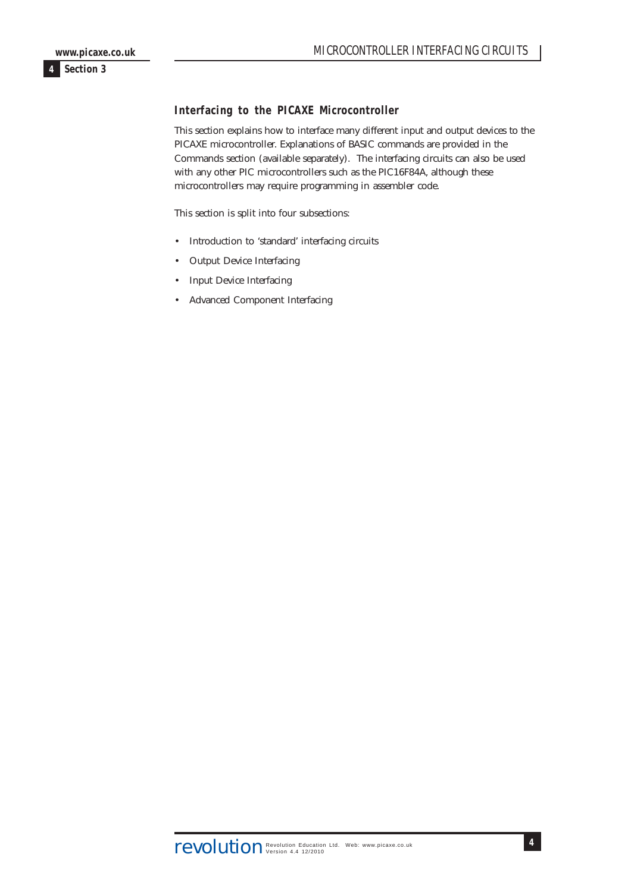## Interfacing to the PICAXE Microcontroller

This section explains how to interface many different input and output devices to the PICAXE microcontroller. Explanations of BASIC commands are provided in the Commands section (available separately). The interfacing circuits can also be used with any other PIC microcontrollers such as the PIC16F84A, although these microcontrollers may require programming in assembler code.

This section is split into four subsections:

- Introduction to 'standard' interfacing circuits
- Output Device Interfacing
- Input Device Interfacing
- Advanced Component Interfacing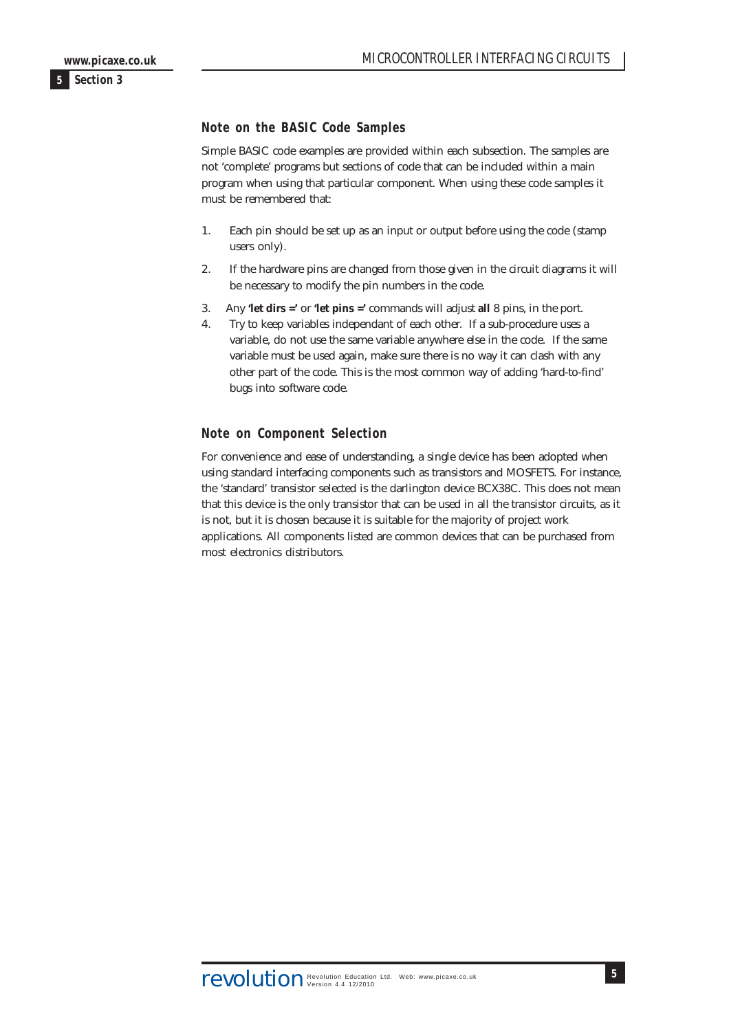## Note on the BASIC Code Samples

Simple BASIC code examples are provided within each subsection. The samples are not 'complete' programs but sections of code that can be included within a main program when using that particular component. When using these code samples it must be remembered that:

1. Each pin should be set up as an input or output before using the code (stamp users only).
2. If the hardware pins are changed from those given in the circuit diagrams it will be necessary to modify the pin numbers in the code.
3. Any **'let dirs ='** or **'let pins ='** commands will adjust **all** 8 pins, in the port.
4. Try to keep variables independant of each other. If a sub-procedure uses a variable, do not use the same variable anywhere else in the code. If the same variable must be used again, make sure there is no way it can clash with any other part of the code. This is the most common way of adding 'hard-to-find' bugs into software code.

## Note on Component Selection

For convenience and ease of understanding, a single device has been adopted when using standard interfacing components such as transistors and MOSFETS. For instance, the 'standard' transistor selected is the darlington device BCX38C. This does not mean that this device is the only transistor that can be used in all the transistor circuits, as it is not, but it is chosen because it is suitable for the majority of project work applications. All components listed are common devices that can be purchased from most electronics distributors.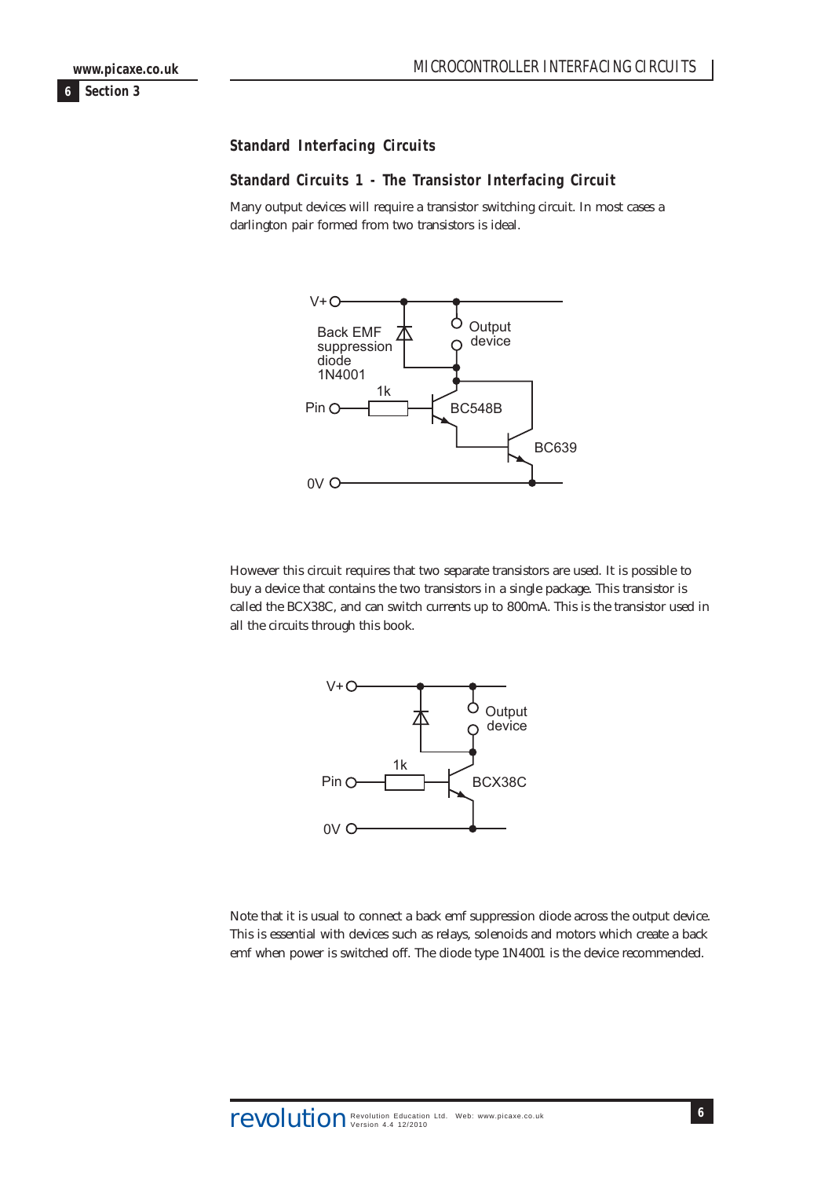## Standard Interfacing Circuits

### Standard Circuits 1 - The Transistor Interfacing Circuit

Many output devices will require a transistor switching circuit. In most cases a darlington pair formed from two transistors is ideal.

However this circuit requires that two separate transistors are used. It is possible to buy a device that contains the two transistors in a single package. This transistor is called the BCX38C, and can switch currents up to 800mA. This is the transistor used in all the circuits through this book.

Note that it is usual to connect a back emf suppression diode across the output device. This is essential with devices such as relays, solenoids and motors which create a back emf when power is switched off. The diode type 1N4001 is the device recommended.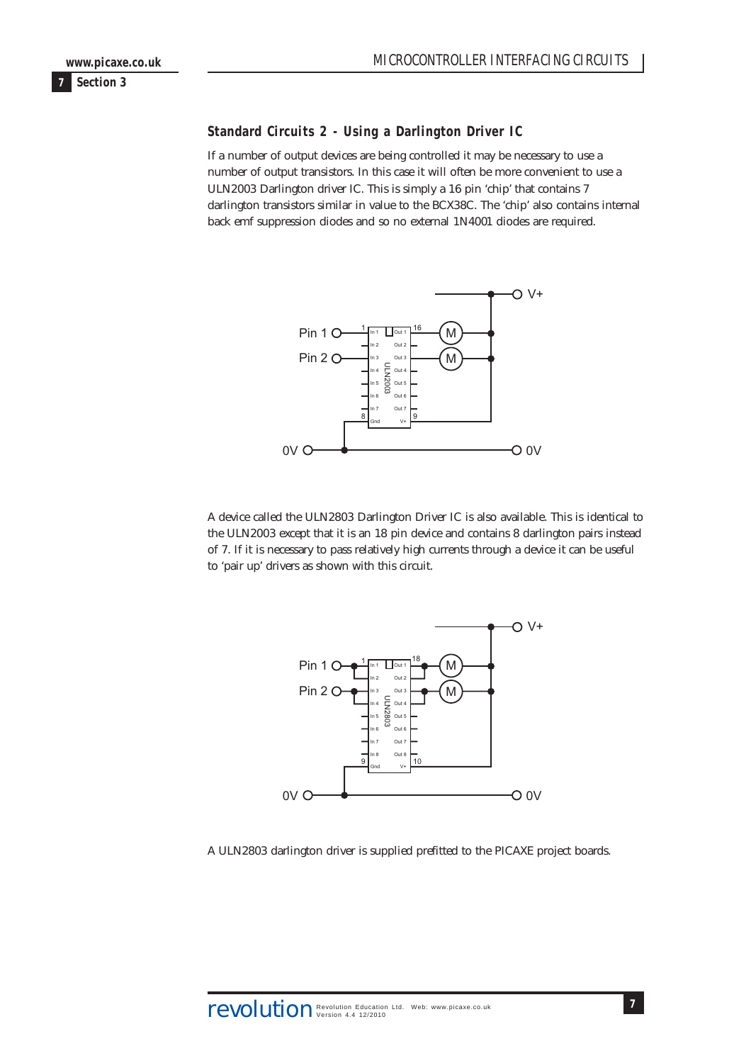## Standard Circuits 2 - Using a Darlington Driver IC

If a number of output devices are being controlled it may be necessary to use a number of output transistors. In this case it will often be more convenient to use a ULN2003 Darlington driver IC. This is simply a 16 pin 'chip' that contains 7 darlington transistors similar in value to the BCX38C. The 'chip' also contains internal back emf suppression diodes and so no external 1N4001 diodes are required.

A device called the ULN2803 Darlington Driver IC is also available. This is identical to the ULN2003 except that it is an 18 pin device and contains 8 darlington pairs instead of 7. If it is necessary to pass relatively high currents through a device it can be useful to 'pair up' drivers as shown with this circuit.

A ULN2803 darlington driver is supplied prefitted to the PICAXE project boards.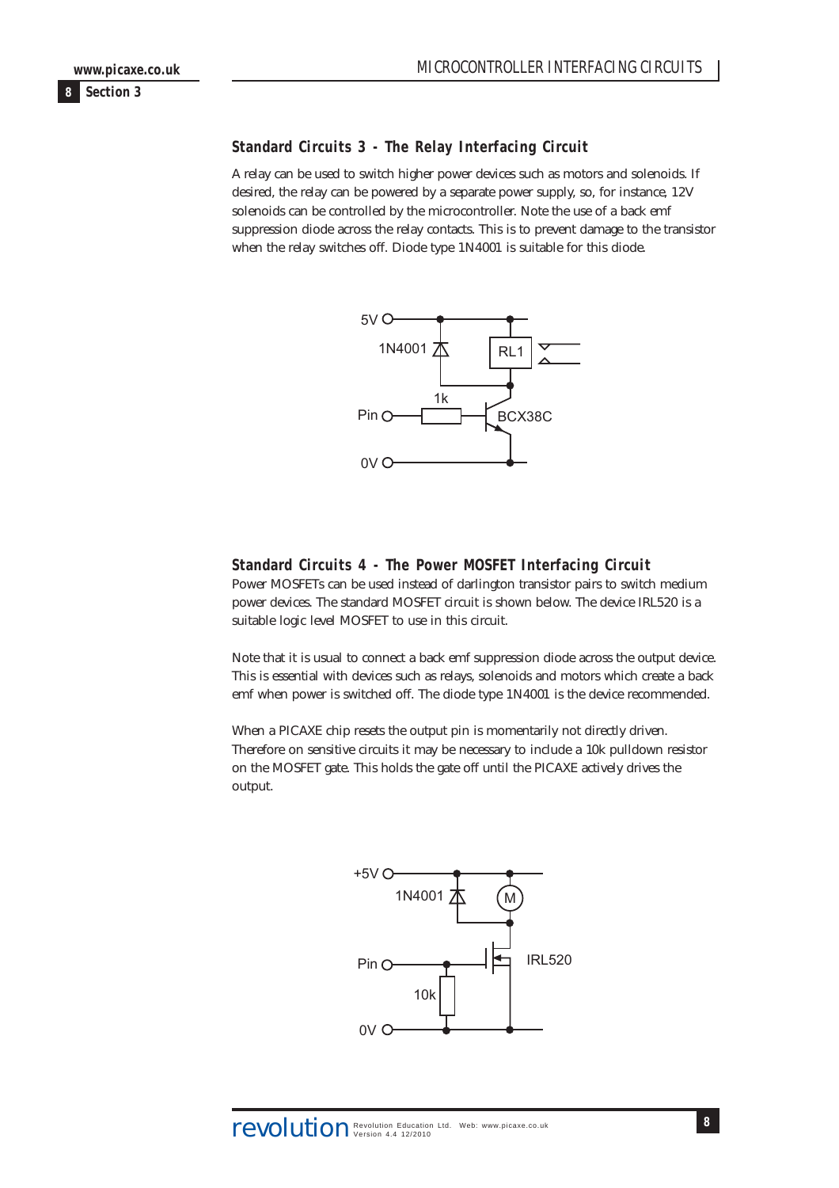## Standard Circuits 3 - The Relay Interfacing Circuit

A relay can be used to switch higher power devices such as motors and solenoids. If desired, the relay can be powered by a separate power supply, so, for instance, 12V solenoids can be controlled by the microcontroller. Note the use of a back emf suppression diode across the relay contacts. This is to prevent damage to the transistor when the relay switches off. Diode type 1N4001 is suitable for this diode.

## Standard Circuits 4 - The Power MOSFET Interfacing Circuit

Power MOSFETs can be used instead of darlington transistor pairs to switch medium power devices. The standard MOSFET circuit is shown below. The device IRL520 is a suitable logic level MOSFET to use in this circuit.

Note that it is usual to connect a back emf suppression diode across the output device. This is essential with devices such as relays, solenoids and motors which create a back emf when power is switched off. The diode type 1N4001 is the device recommended.

When a PICAXE chip resets the output pin is momentarily not directly driven. Therefore on sensitive circuits it may be necessary to include a 10k pulldown resistor on the MOSFET gate. This holds the gate off until the PICAXE actively drives the output.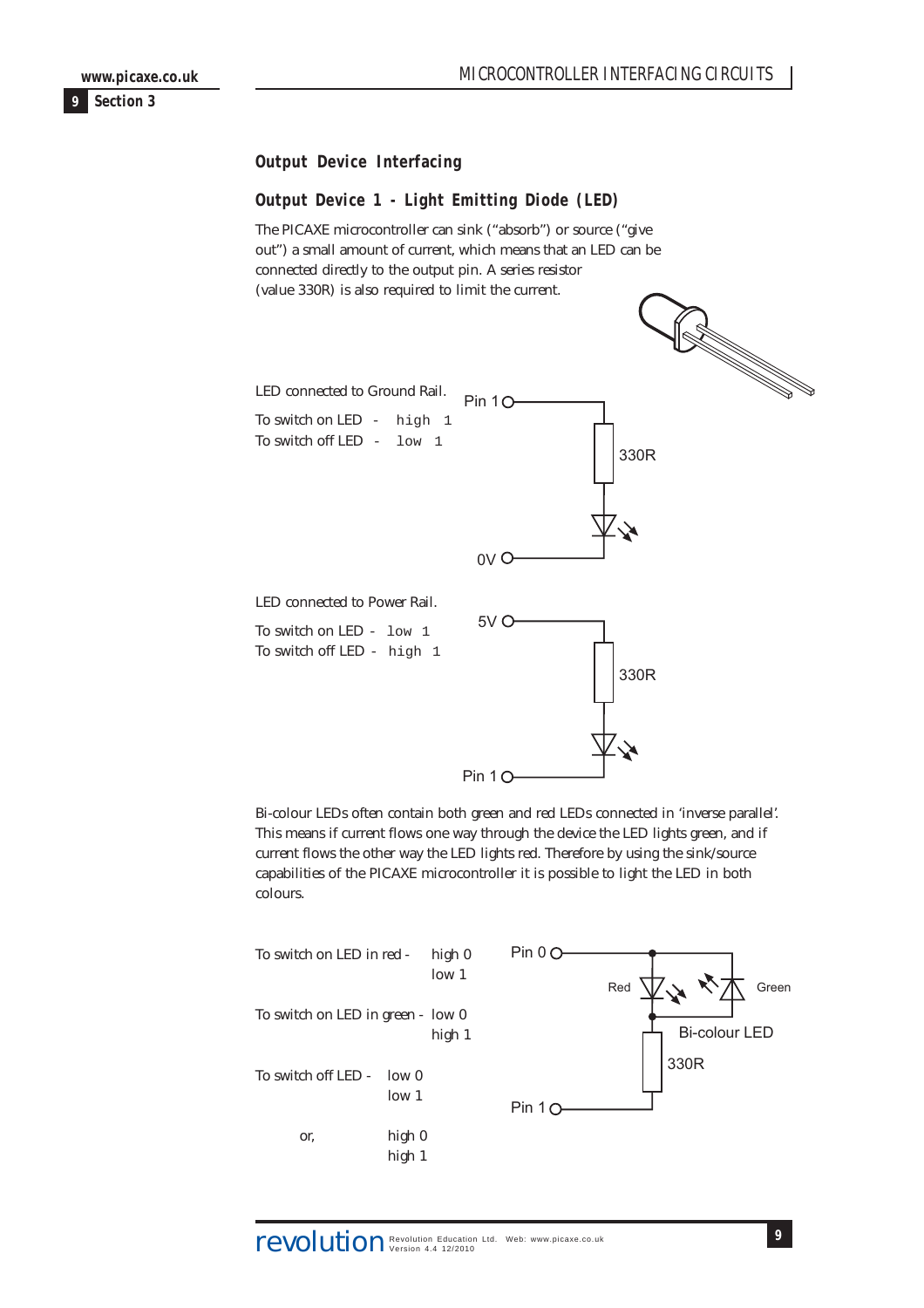## Output Device Interfacing

### Output Device 1 - Light Emitting Diode (LED)

The PICAXE microcontroller can sink ("absorb") or source ("give out") a small amount of current, which means that an LED can be connected directly to the output pin. A series resistor (value 330R) is also required to limit the current.

LED connected to Ground Rail.

To switch on LED - `high 1`
To switch off LED - `low 1`

LED connected to Power Rail.

To switch on LED - `low 1`
To switch off LED - `high 1`

Bi-colour LEDs often contain both green and red LEDs connected in 'inverse parallel'. This means if current flows one way through the device the LED lights green, and if current flows the other way the LED lights red. Therefore by using the sink/source capabilities of the PICAXE microcontroller it is possible to light the LED in both colours.

To switch on LED in red - high 0
low 1

To switch on LED in green - low 0
high 1

To switch off LED - low 0
low 1

or, high 0
high 1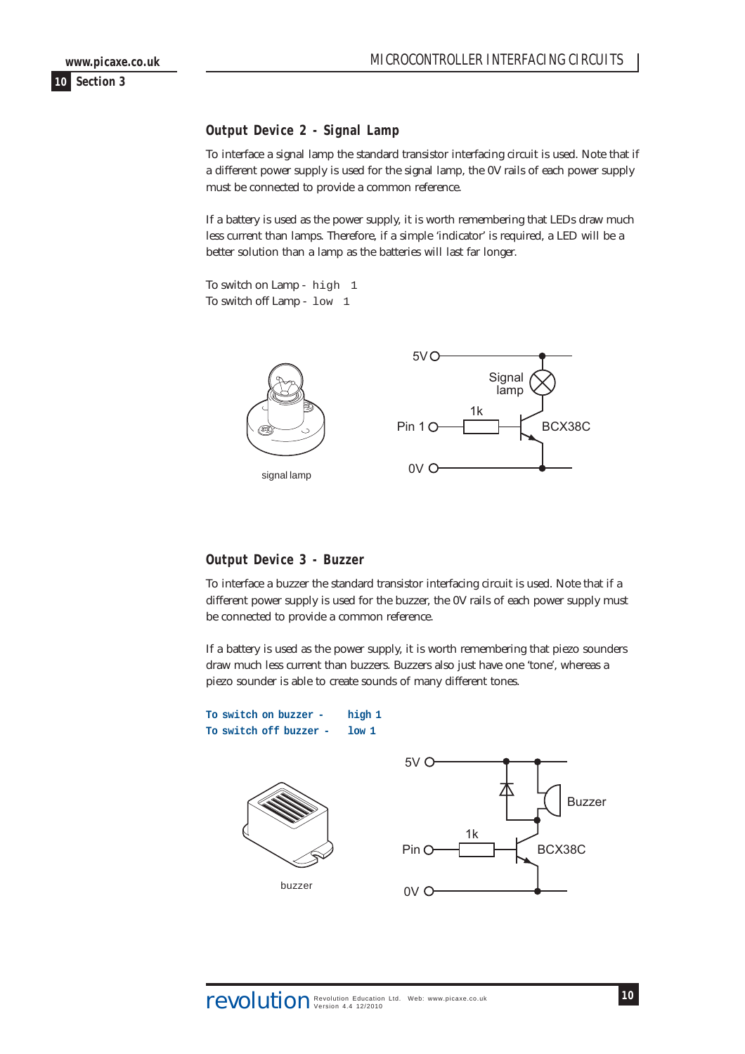## Output Device 2 - Signal Lamp

To interface a signal lamp the standard transistor interfacing circuit is used. Note that if a different power supply is used for the signal lamp, the 0V rails of each power supply must be connected to provide a common reference.

If a battery is used as the power supply, it is worth remembering that LEDs draw much less current than lamps. Therefore, if a simple 'indicator' is required, a LED will be a better solution than a lamp as the batteries will last far longer.

To switch on Lamp - `high 1`
To switch off Lamp - `low 1`

signal lamp

## Output Device 3 - Buzzer

To interface a buzzer the standard transistor interfacing circuit is used. Note that if a different power supply is used for the buzzer, the 0V rails of each power supply must be connected to provide a common reference.

If a battery is used as the power supply, it is worth remembering that piezo sounders draw much less current than buzzers. Buzzers also just have one 'tone', whereas a piezo sounder is able to create sounds of many different tones.

**To switch on buzzer - high 1**
**To switch off buzzer - low 1**

buzzer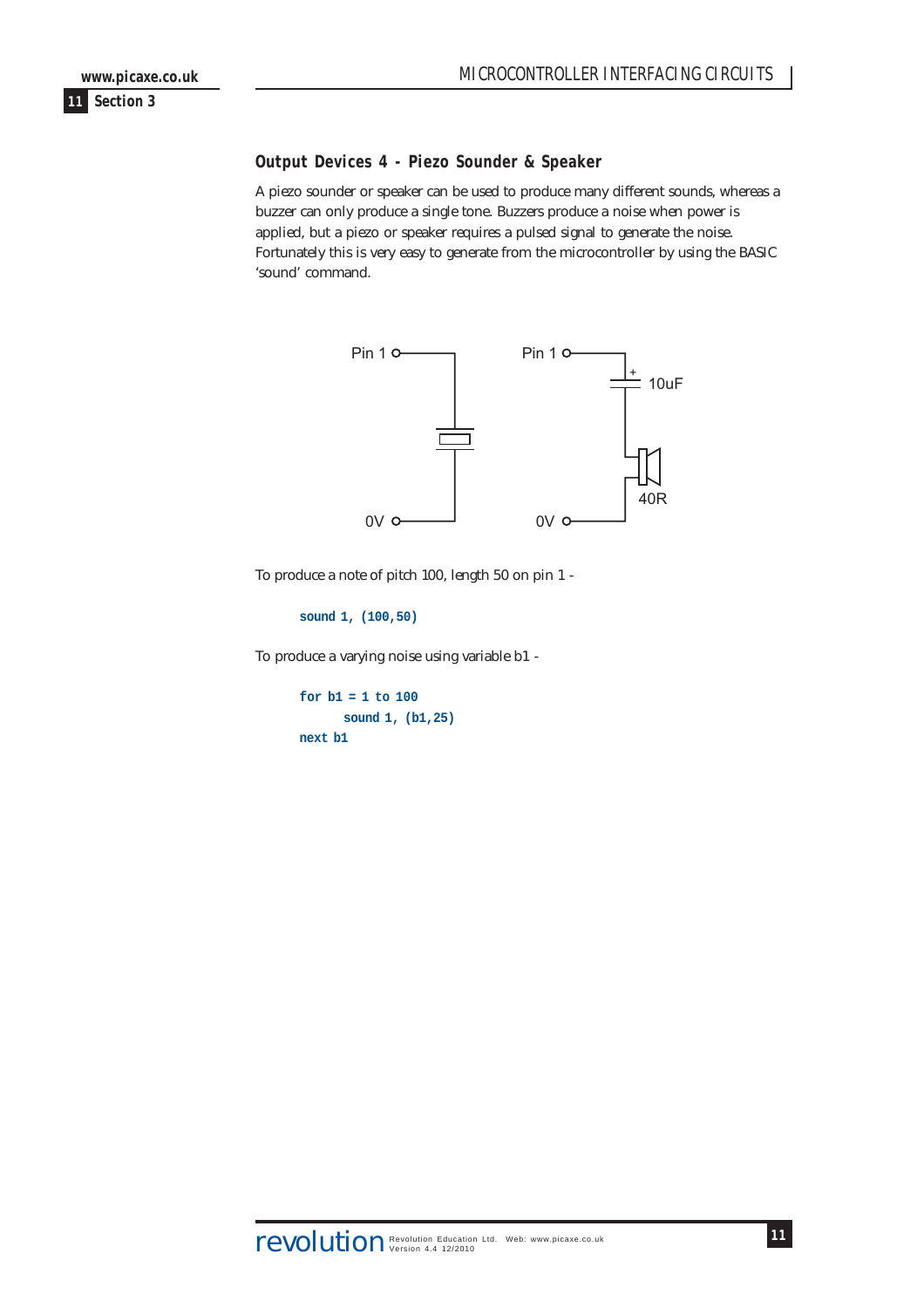## Output Devices 4 - Piezo Sounder & Speaker

A piezo sounder or speaker can be used to produce many different sounds, whereas a buzzer can only produce a single tone. Buzzers produce a noise when power is applied, but a piezo or speaker requires a pulsed signal to generate the noise. Fortunately this is very easy to generate from the microcontroller by using the BASIC 'sound' command.

Pin 1 | 0V | Pin 1 | 10uF | 40R | 0V

To produce a note of pitch 100, length 50 on pin 1 -

```
sound 1, (100,50)
```

To produce a varying noise using variable b1 -

```
for b1 = 1 to 100
      sound 1, (b1,25)
next b1
```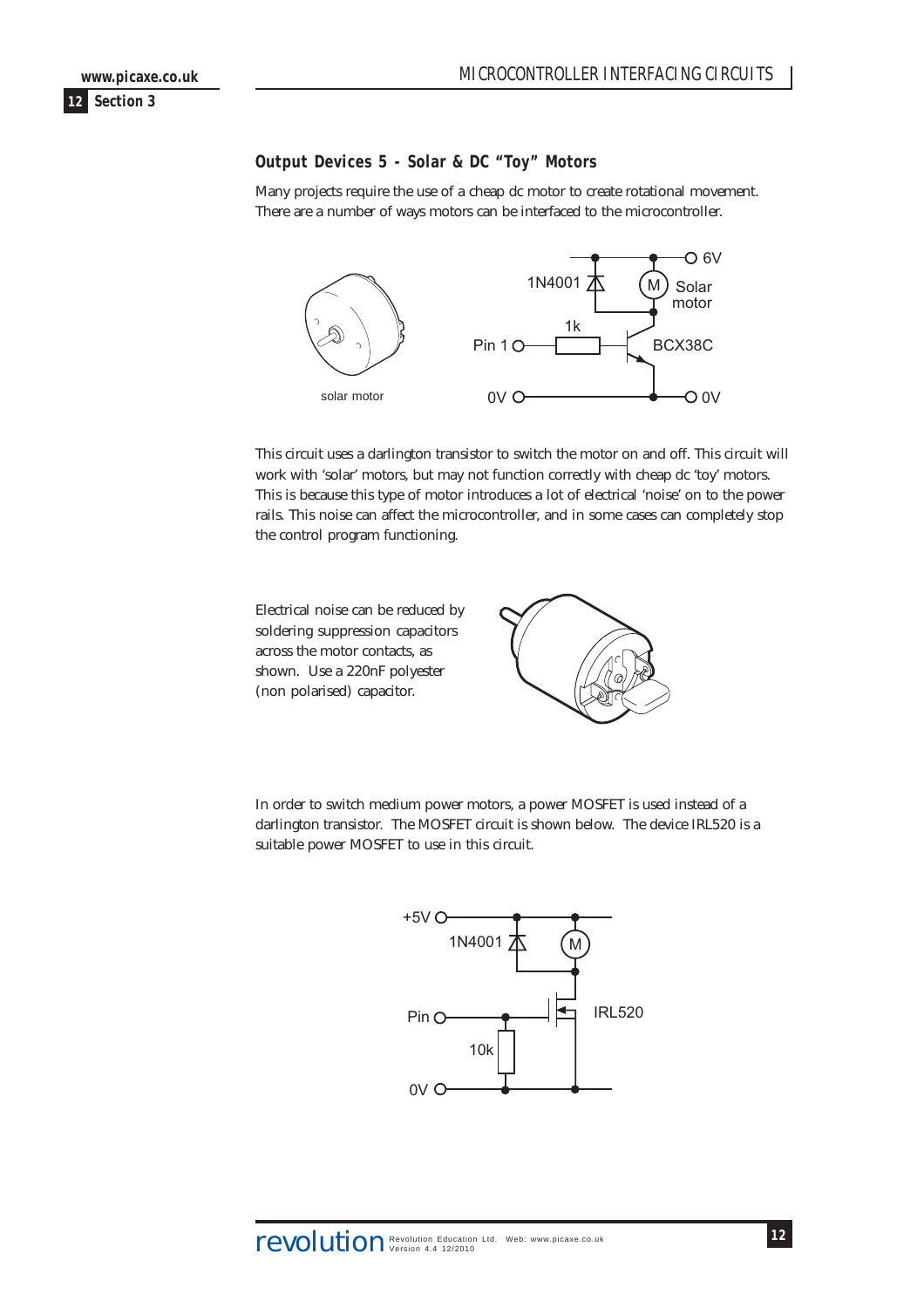### Output Devices 5 - Solar & DC "Toy" Motors

Many projects require the use of a cheap dc motor to create rotational movement. There are a number of ways motors can be interfaced to the microcontroller.

solar motor

This circuit uses a darlington transistor to switch the motor on and off. This circuit will work with 'solar' motors, but may not function correctly with cheap dc 'toy' motors. This is because this type of motor introduces a lot of electrical 'noise' on to the power rails. This noise can affect the microcontroller, and in some cases can completely stop the control program functioning.

Electrical noise can be reduced by soldering suppression capacitors across the motor contacts, as shown. Use a 220nF polyester (non polarised) capacitor.

In order to switch medium power motors, a power MOSFET is used instead of a darlington transistor. The MOSFET circuit is shown below. The device IRL520 is a suitable power MOSFET to use in this circuit.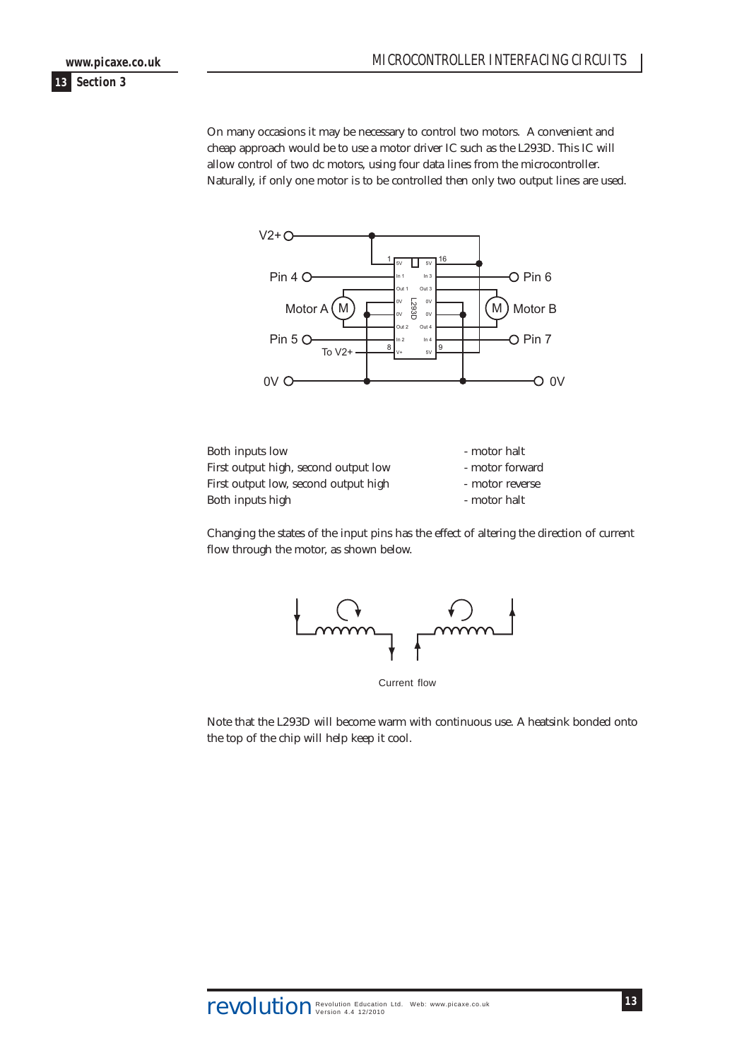On many occasions it may be necessary to control two motors. A convenient and cheap approach would be to use a motor driver IC such as the L293D. This IC will allow control of two dc motors, using four data lines from the microcontroller. Naturally, if only one motor is to be controlled then only two output lines are used.

| | |
|---|---|
| Both inputs low | - motor halt |
| First output high, second output low | - motor forward |
| First output low, second output high | - motor reverse |
| Both inputs high | - motor halt |

Changing the states of the input pins has the effect of altering the direction of current flow through the motor, as shown below.

Current flow

Note that the L293D will become warm with continuous use. A heatsink bonded onto the top of the chip will help keep it cool.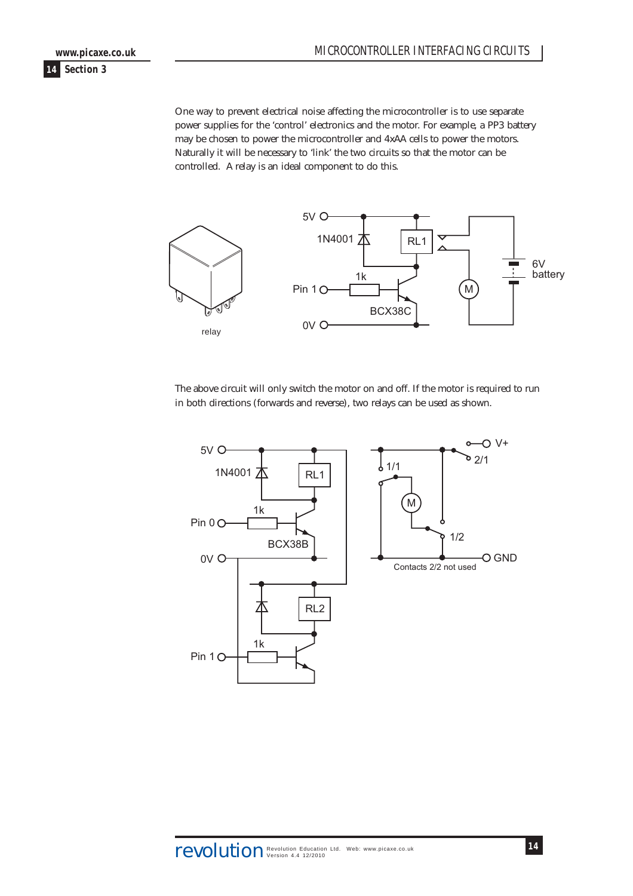One way to prevent electrical noise affecting the microcontroller is to use separate power supplies for the 'control' electronics and the motor. For example, a PP3 battery may be chosen to power the microcontroller and 4xAA cells to power the motors. Naturally it will be necessary to 'link' the two circuits so that the motor can be controlled. A relay is an ideal component to do this.

relay

The above circuit will only switch the motor on and off. If the motor is required to run in both directions (forwards and reverse), two relays can be used as shown.

Contacts 2/2 not used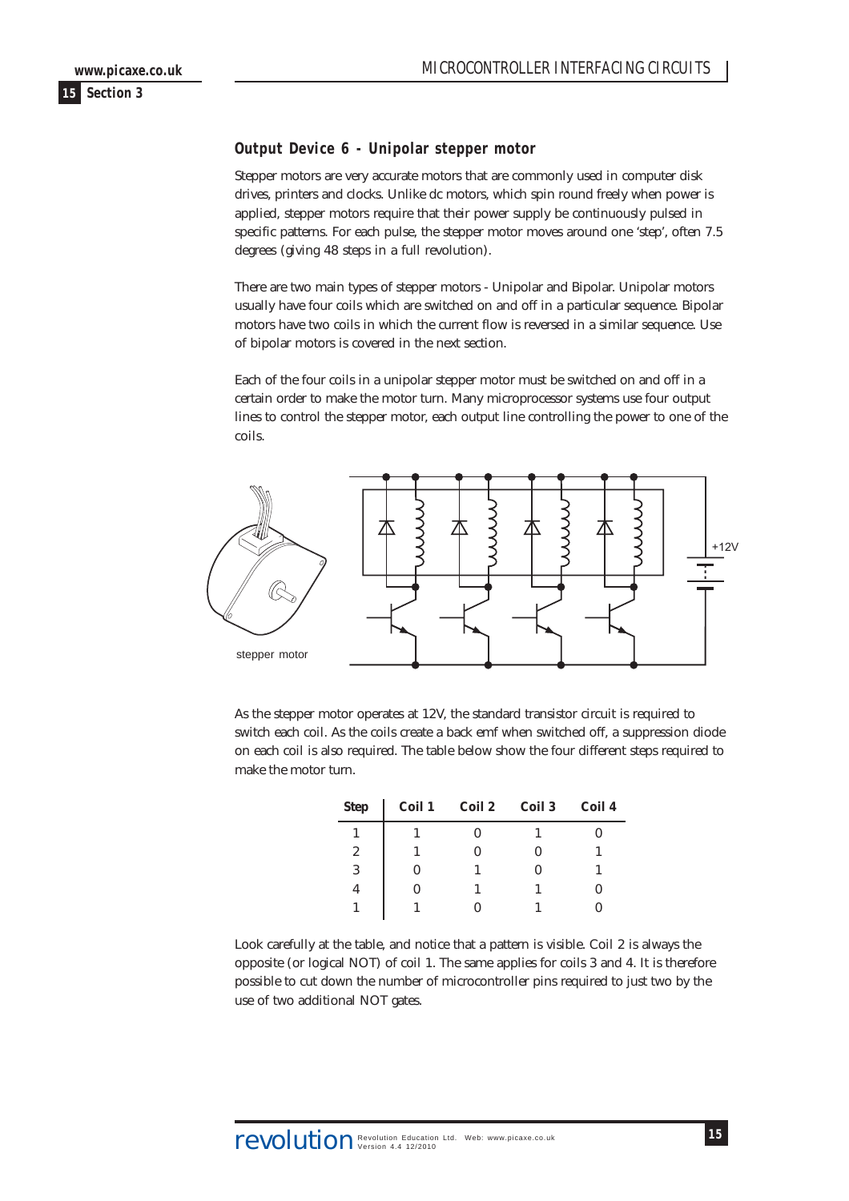### Output Device 6 - Unipolar stepper motor

Stepper motors are very accurate motors that are commonly used in computer disk drives, printers and clocks. Unlike dc motors, which spin round freely when power is applied, stepper motors require that their power supply be continuously pulsed in specific patterns. For each pulse, the stepper motor moves around one 'step', often 7.5 degrees (giving 48 steps in a full revolution).

There are two main types of stepper motors - Unipolar and Bipolar. Unipolar motors usually have four coils which are switched on and off in a particular sequence. Bipolar motors have two coils in which the current flow is reversed in a similar sequence. Use of bipolar motors is covered in the next section.

Each of the four coils in a unipolar stepper motor must be switched on and off in a certain order to make the motor turn. Many microprocessor systems use four output lines to control the stepper motor, each output line controlling the power to one of the coils.

stepper motor

+12V

As the stepper motor operates at 12V, the standard transistor circuit is required to switch each coil. As the coils create a back emf when switched off, a suppression diode on each coil is also required. The table below show the four different steps required to make the motor turn.

| Step | Coil 1 | Coil 2 | Coil 3 | Coil 4 |
|---|---|---|---|---|
| 1 | 1 | 0 | 1 | 0 |
| 2 | 1 | 0 | 0 | 1 |
| 3 | 0 | 1 | 0 | 1 |
| 4 | 0 | 1 | 1 | 0 |
| 1 | 1 | 0 | 1 | 0 |

Look carefully at the table, and notice that a pattern is visible. Coil 2 is always the opposite (or logical NOT) of coil 1. The same applies for coils 3 and 4. It is therefore possible to cut down the number of microcontroller pins required to just two by the use of two additional NOT gates.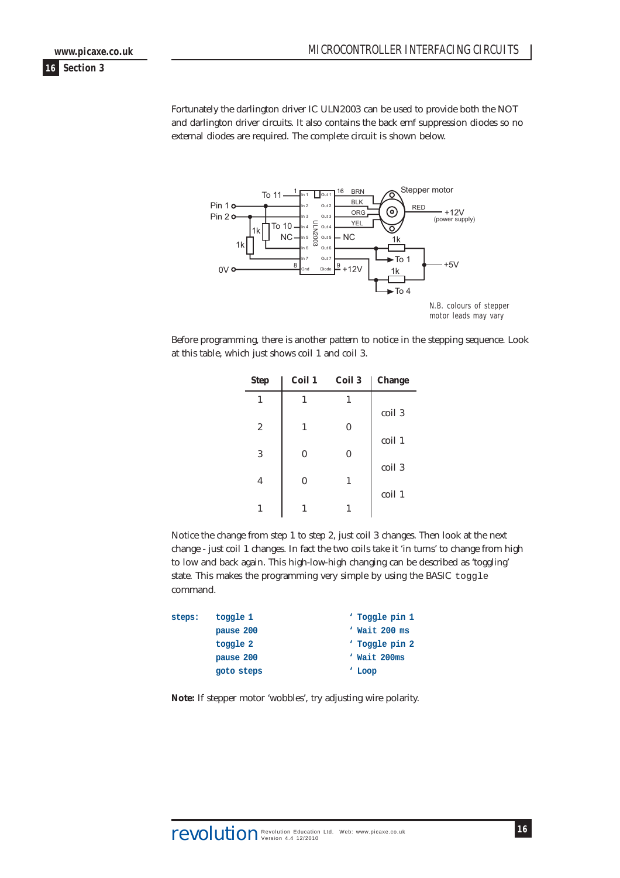Fortunately the darlington driver IC ULN2003 can be used to provide both the NOT and darlington driver circuits. It also contains the back emf suppression diodes so no external diodes are required. The complete circuit is shown below.

N.B. colours of stepper motor leads may vary

Before programming, there is another pattern to notice in the stepping sequence. Look at this table, which just shows coil 1 and coil 3.

| Step | Coil 1 | Coil 3 | Change |
|---|---|---|---|
| 1 | 1 | 1 | |
| | | | coil 3 |
| 2 | 1 | 0 | |
| | | | coil 1 |
| 3 | 0 | 0 | |
| | | | coil 3 |
| 4 | 0 | 1 | |
| | | | coil 1 |
| 1 | 1 | 1 | |

Notice the change from step 1 to step 2, just coil 3 changes. Then look at the next change - just coil 1 changes. In fact the two coils take it 'in turns' to change from high to low and back again. This high-low-high changing can be described as 'toggling' state. This makes the programming very simple by using the BASIC `toggle` command.

```
steps:  toggle 1        ' Toggle pin 1
        pause 200       ' Wait 200 ms
        toggle 2        ' Toggle pin 2
        pause 200       ' Wait 200ms
        goto steps      ' Loop
```

**Note:** If stepper motor 'wobbles', try adjusting wire polarity.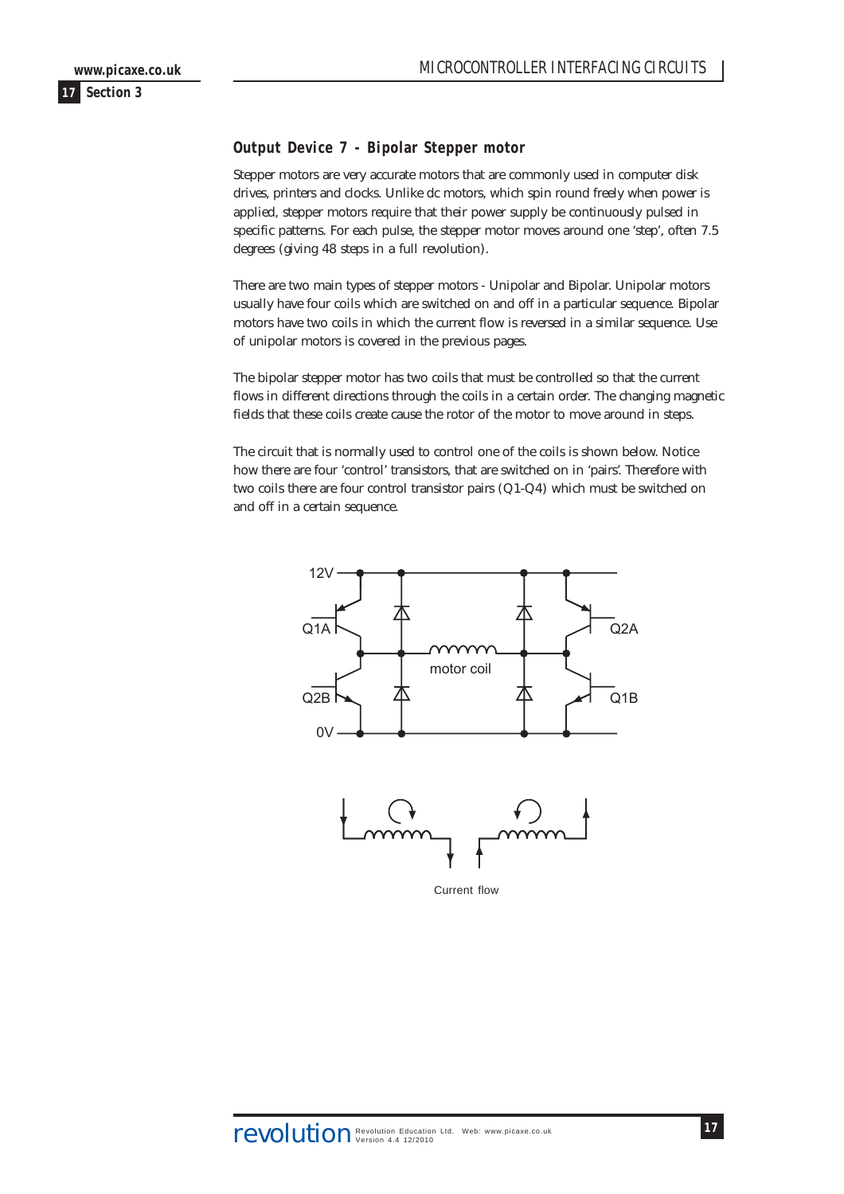## Output Device 7 - Bipolar Stepper motor

Stepper motors are very accurate motors that are commonly used in computer disk drives, printers and clocks. Unlike dc motors, which spin round freely when power is applied, stepper motors require that their power supply be continuously pulsed in specific patterns. For each pulse, the stepper motor moves around one 'step', often 7.5 degrees (giving 48 steps in a full revolution).

There are two main types of stepper motors - Unipolar and Bipolar. Unipolar motors usually have four coils which are switched on and off in a particular sequence. Bipolar motors have two coils in which the current flow is reversed in a similar sequence. Use of unipolar motors is covered in the previous pages.

The bipolar stepper motor has two coils that must be controlled so that the current flows in different directions through the coils in a certain order. The changing magnetic fields that these coils create cause the rotor of the motor to move around in steps.

The circuit that is normally used to control one of the coils is shown below. Notice how there are four 'control' transistors, that are switched on in 'pairs'. Therefore with two coils there are four control transistor pairs (Q1-Q4) which must be switched on and off in a certain sequence.

12V

Q1A

Q2A

motor coil

Q2B

Q1B

0V

Current flow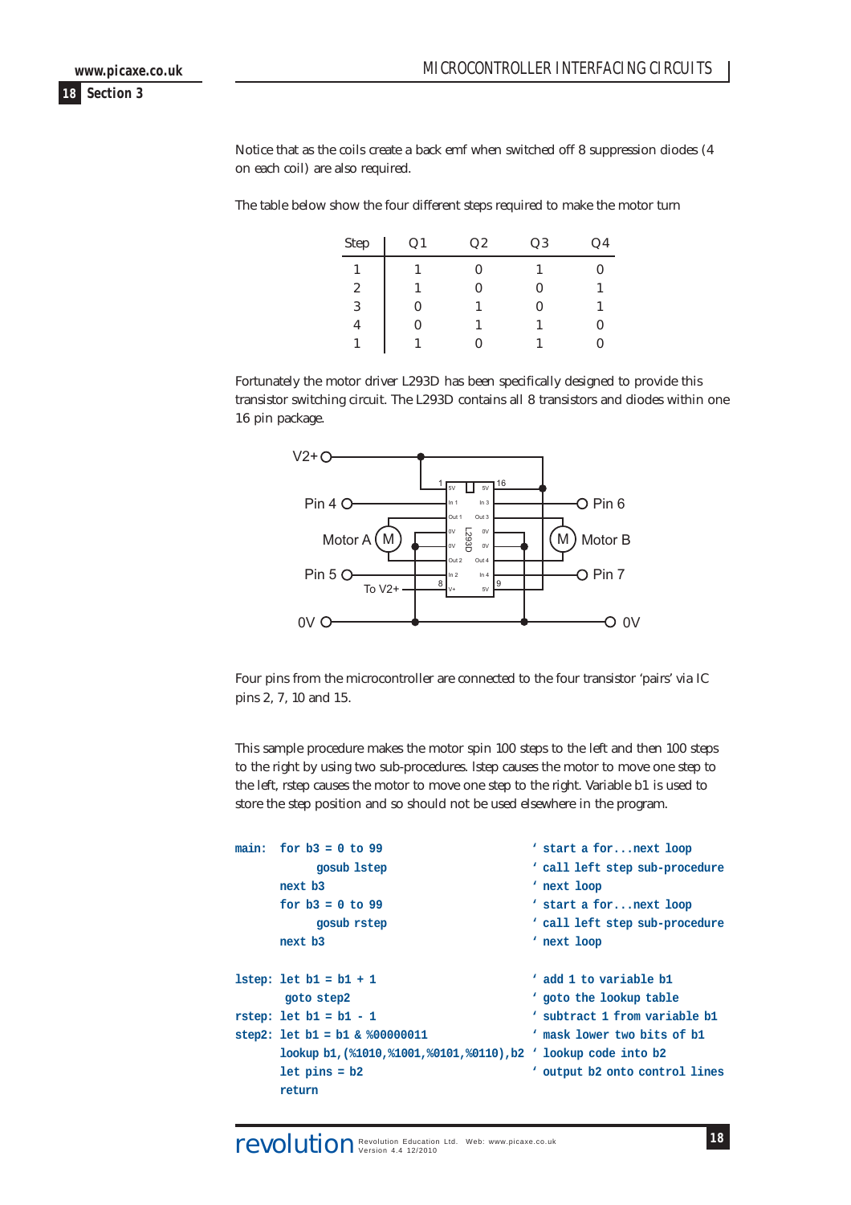Notice that as the coils create a back emf when switched off 8 suppression diodes (4 on each coil) are also required.

The table below show the four different steps required to make the motor turn

| Step | Q1 | Q2 | Q3 | Q4 |
|---|---|---|---|---|
| 1 | 1 | 0 | 1 | 0 |
| 2 | 1 | 0 | 0 | 1 |
| 3 | 0 | 1 | 0 | 1 |
| 4 | 0 | 1 | 1 | 0 |
| 1 | 1 | 0 | 1 | 0 |

Fortunately the motor driver L293D has been specifically designed to provide this transistor switching circuit. The L293D contains all 8 transistors and diodes within one 16 pin package.

Four pins from the microcontroller are connected to the four transistor 'pairs' via IC pins 2, 7, 10 and 15.

This sample procedure makes the motor spin 100 steps to the left and then 100 steps to the right by using two sub-procedures. lstep causes the motor to move one step to the left, rstep causes the motor to move one step to the right. Variable b1 is used to store the step position and so should not be used elsewhere in the program.

```
main:  for b3 = 0 to 99                        ' start a for...next loop
           gosub lstep                          ' call left step sub-procedure
       next b3                                  ' next loop
       for b3 = 0 to 99                         ' start a for...next loop
           gosub rstep                          ' call left step sub-procedure
       next b3                                  ' next loop

lstep: let b1 = b1 + 1                          ' add 1 to variable b1
        goto step2                              ' goto the lookup table
rstep: let b1 = b1 - 1                          ' subtract 1 from variable b1
step2: let b1 = b1 & %00000011                  ' mask lower two bits of b1
       lookup b1,(%1010,%1001,%0101,%0110),b2   ' lookup code into b2
       let pins = b2                            ' output b2 onto control lines
       return
```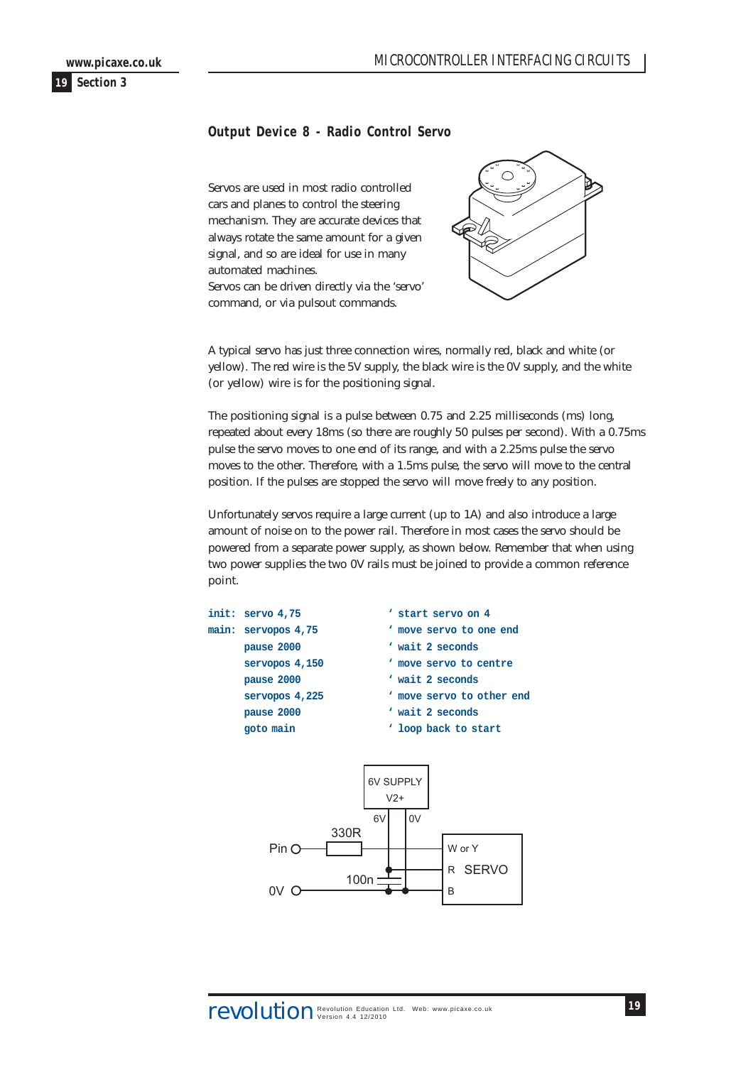## Output Device 8 - Radio Control Servo

Servos are used in most radio controlled cars and planes to control the steering mechanism. They are accurate devices that always rotate the same amount for a given signal, and so are ideal for use in many automated machines.
Servos can be driven directly via the 'servo' command, or via pulsout commands.

A typical servo has just three connection wires, normally red, black and white (or yellow). The red wire is the 5V supply, the black wire is the 0V supply, and the white (or yellow) wire is for the positioning signal.

The positioning signal is a pulse between 0.75 and 2.25 milliseconds (ms) long, repeated about every 18ms (so there are roughly 50 pulses per second). With a 0.75ms pulse the servo moves to one end of its range, and with a 2.25ms pulse the servo moves to the other. Therefore, with a 1.5ms pulse, the servo will move to the central position. If the pulses are stopped the servo will move freely to any position.

Unfortunately servos require a large current (up to 1A) and also introduce a large amount of noise on to the power rail. Therefore in most cases the servo should be powered from a separate power supply, as shown below. Remember that when using two power supplies the two 0V rails must be joined to provide a common reference point.

```
init: servo 4,75                ' start servo on 4
main: servopos 4,75             ' move servo to one end
      pause 2000                ' wait 2 seconds
      servopos 4,150            ' move servo to centre
      pause 2000                ' wait 2 seconds
      servopos 4,225            ' move servo to other end
      pause 2000                ' wait 2 seconds
      goto main                 ' loop back to start
```

6V SUPPLY V2+ — 6V, 0V — 330R — Pin — 100n — 0V — W or Y, R SERVO, B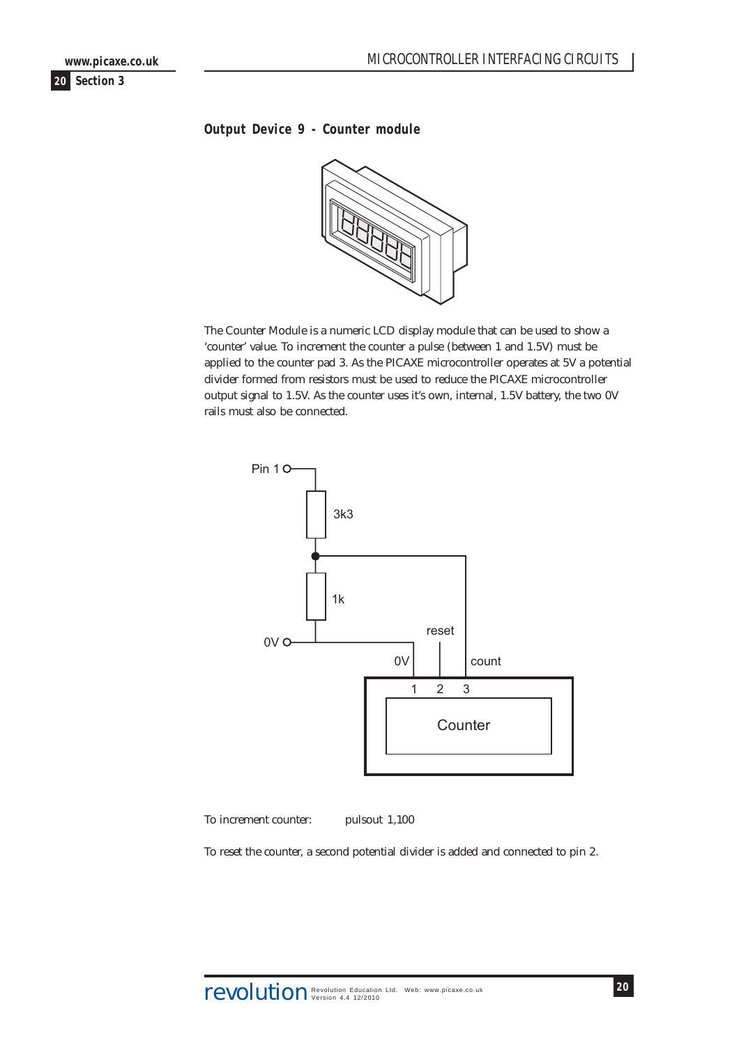## Output Device 9 - Counter module

The Counter Module is a numeric LCD display module that can be used to show a 'counter' value. To increment the counter a pulse (between 1 and 1.5V) must be applied to the counter pad 3. As the PICAXE microcontroller operates at 5V a potential divider formed from resistors must be used to reduce the PICAXE microcontroller output signal to 1.5V. As the counter uses it's own, internal, 1.5V battery, the two 0V rails must also be connected.

To increment counter: pulsout 1,100

To reset the counter, a second potential divider is added and connected to pin 2.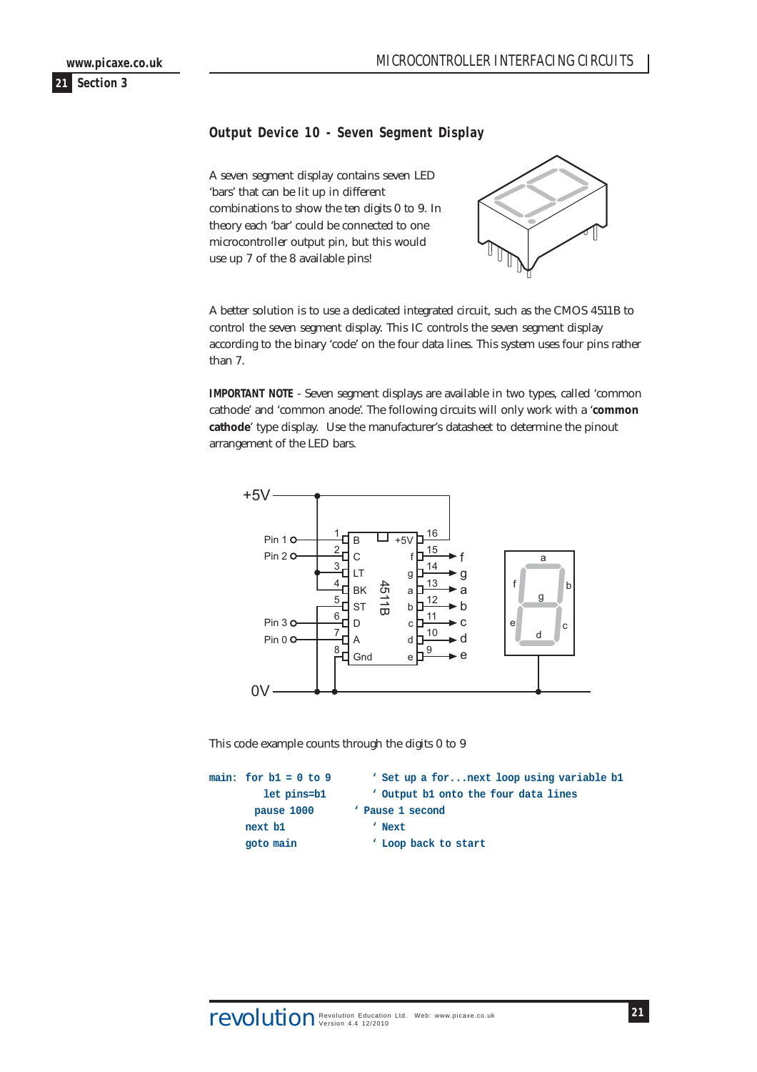## Output Device 10 - Seven Segment Display

A seven segment display contains seven LED 'bars' that can be lit up in different combinations to show the ten digits 0 to 9. In theory each 'bar' could be connected to one microcontroller output pin, but this would use up 7 of the 8 available pins!

A better solution is to use a dedicated integrated circuit, such as the CMOS 4511B to control the seven segment display. This IC controls the seven segment display according to the binary 'code' on the four data lines. This system uses four pins rather than 7.

**IMPORTANT NOTE** - Seven segment displays are available in two types, called 'common cathode' and 'common anode'. The following circuits will only work with a '**common cathode**' type display. Use the manufacturer's datasheet to determine the pinout arrangement of the LED bars.

This code example counts through the digits 0 to 9

```
main:  for b1 = 0 to 9          ' Set up a for...next loop using variable b1
          let pins=b1           ' Output b1 onto the four data lines
         pause 1000           ' Pause 1 second
       next b1                  ' Next
       goto main                ' Loop back to start
```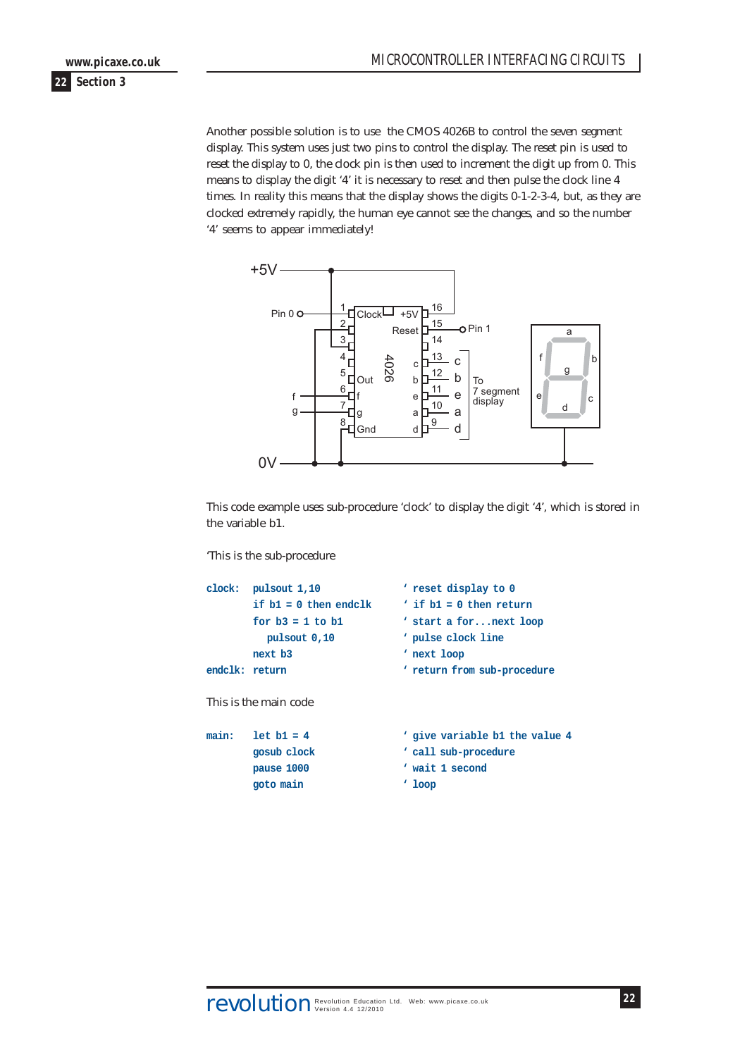Another possible solution is to use the CMOS 4026B to control the seven segment display. This system uses just two pins to control the display. The reset pin is used to reset the display to 0, the clock pin is then used to increment the digit up from 0. This means to display the digit '4' it is necessary to reset and then pulse the clock line 4 times. In reality this means that the display shows the digits 0-1-2-3-4, but, as they are clocked extremely rapidly, the human eye cannot see the changes, and so the number '4' seems to appear immediately!

This code example uses sub-procedure 'clock' to display the digit '4', which is stored in the variable b1.

'This is the sub-procedure

```
clock:  pulsout 1,10            ' reset display to 0
        if b1 = 0 then endclk   ' if b1 = 0 then return
        for b3 = 1 to b1        ' start a for...next loop
          pulsout 0,10          ' pulse clock line
        next b3                 ' next loop
endclk: return                  ' return from sub-procedure
```

This is the main code

```
main:   let b1 = 4              ' give variable b1 the value 4
        gosub clock             ' call sub-procedure
        pause 1000              ' wait 1 second
        goto main               ' loop
```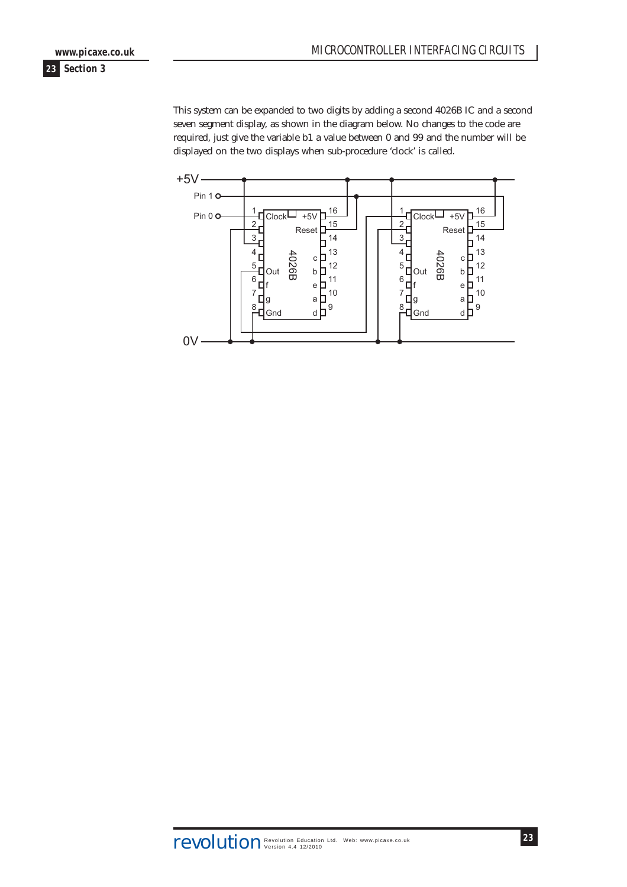This system can be expanded to two digits by adding a second 4026B IC and a second seven segment display, as shown in the diagram below. No changes to the code are required, just give the variable b1 a value between 0 and 99 and the number will be displayed on the two displays when sub-procedure 'clock' is called.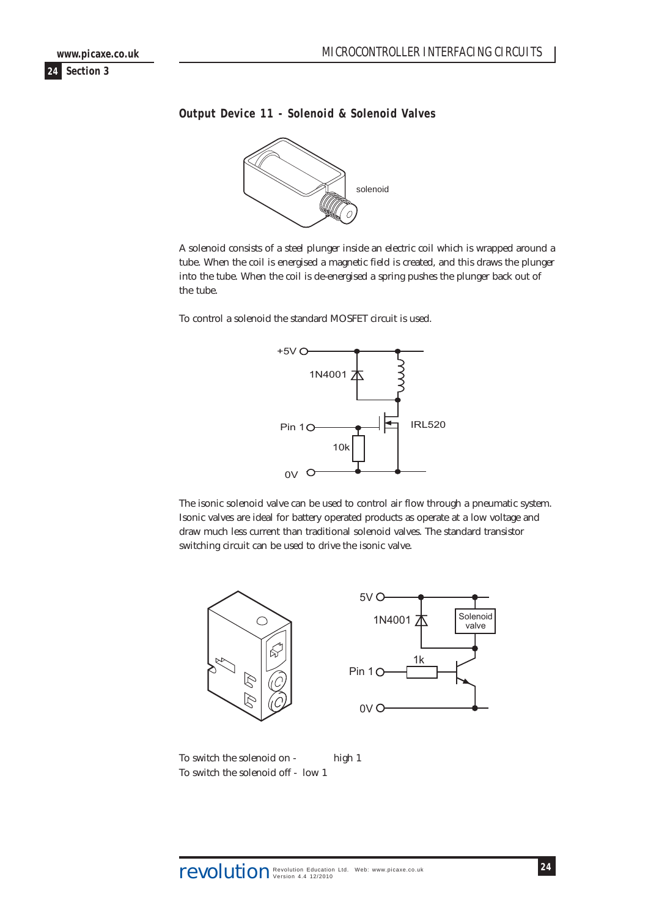## Output Device 11 - Solenoid & Solenoid Valves

solenoid

A solenoid consists of a steel plunger inside an electric coil which is wrapped around a tube. When the coil is energised a magnetic field is created, and this draws the plunger into the tube. When the coil is de-energised a spring pushes the plunger back out of the tube.

To control a solenoid the standard MOSFET circuit is used.

+5V
1N4001
Pin 1
IRL520
10k
0V

The isonic solenoid valve can be used to control air flow through a pneumatic system. Isonic valves are ideal for battery operated products as operate at a low voltage and draw much less current than traditional solenoid valves. The standard transistor switching circuit can be used to drive the isonic valve.

5V
1N4001
Solenoid valve
1k
Pin 1
0V

To switch the solenoid on - high 1
To switch the solenoid off - low 1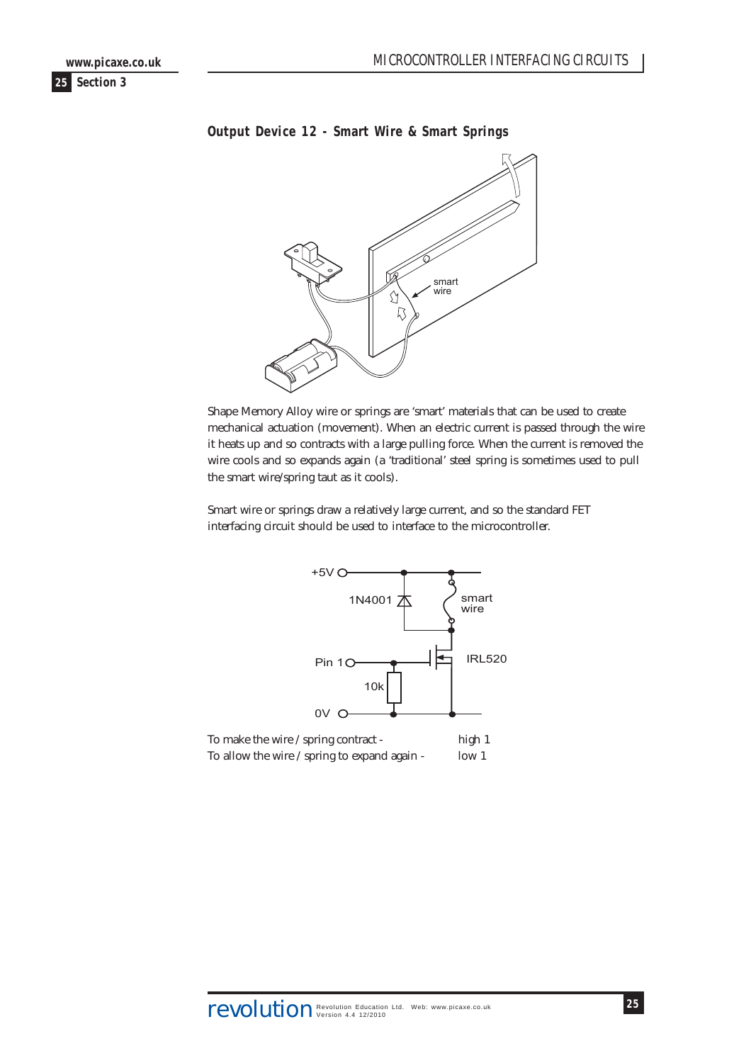## Output Device 12 - Smart Wire & Smart Springs

Shape Memory Alloy wire or springs are ‘smart’ materials that can be used to create mechanical actuation (movement). When an electric current is passed through the wire it heats up and so contracts with a large pulling force. When the current is removed the wire cools and so expands again (a ‘traditional’ steel spring is sometimes used to pull the smart wire/spring taut as it cools).

Smart wire or springs draw a relatively large current, and so the standard FET interfacing circuit should be used to interface to the microcontroller.

| | |
|---|---|
| To make the wire / spring contract - | high 1 |
| To allow the wire / spring to expand again - | low 1 |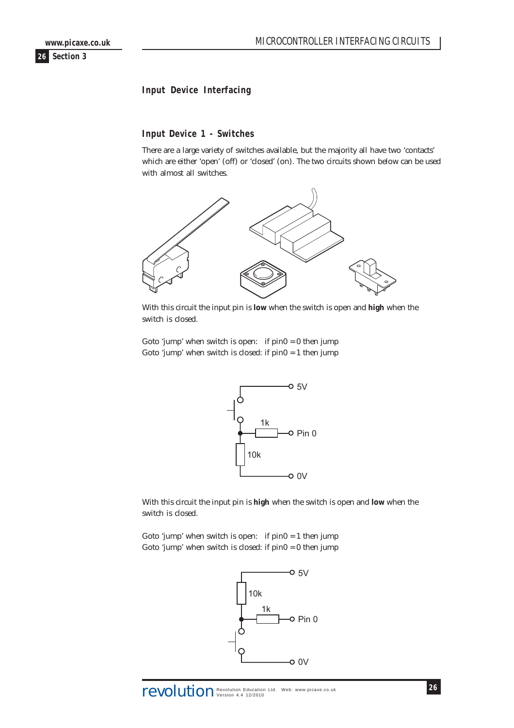## Input Device Interfacing

### Input Device 1 - Switches

There are a large variety of switches available, but the majority all have two 'contacts' which are either 'open' (off) or 'closed' (on). The two circuits shown below can be used with almost all switches.

With this circuit the input pin is **low** when the switch is open and **high** when the switch is closed.

Goto 'jump' when switch is open: if pin0 = 0 then jump
Goto 'jump' when switch is closed: if pin0 = 1 then jump

With this circuit the input pin is **high** when the switch is open and **low** when the switch is closed.

Goto 'jump' when switch is open: if pin0 = 1 then jump
Goto 'jump' when switch is closed: if pin0 = 0 then jump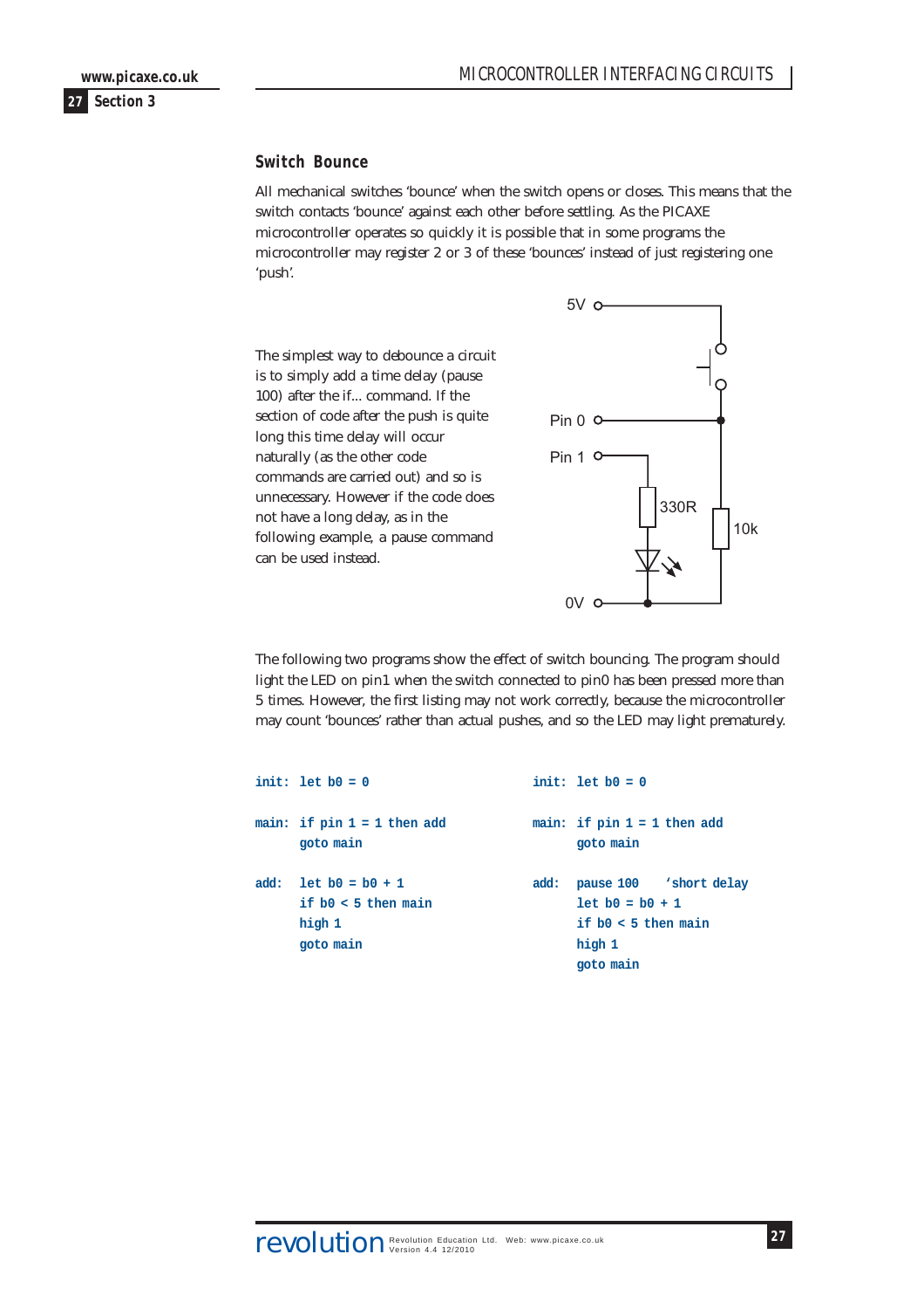## Switch Bounce

All mechanical switches 'bounce' when the switch opens or closes. This means that the switch contacts 'bounce' against each other before settling. As the PICAXE microcontroller operates so quickly it is possible that in some programs the microcontroller may register 2 or 3 of these 'bounces' instead of just registering one 'push'.

The simplest way to debounce a circuit is to simply add a time delay (pause 100) after the if... command. If the section of code after the push is quite long this time delay will occur naturally (as the other code commands are carried out) and so is unnecessary. However if the code does not have a long delay, as in the following example, a pause command can be used instead.

5V

Pin 0

Pin 1

330R

10k

0V

The following two programs show the effect of switch bouncing. The program should light the LED on pin1 when the switch connected to pin0 has been pressed more than 5 times. However, the first listing may not work correctly, because the microcontroller may count 'bounces' rather than actual pushes, and so the LED may light prematurely.

```
init:  let b0 = 0

main:  if pin 1 = 1 then add
       goto main

add:   let b0 = b0 + 1
       if b0 < 5 then main
       high 1
       goto main
```

```
init:  let b0 = 0

main:  if pin 1 = 1 then add
       goto main

add:   pause 100    'short delay
       let b0 = b0 + 1
       if b0 < 5 then main
       high 1
       goto main
```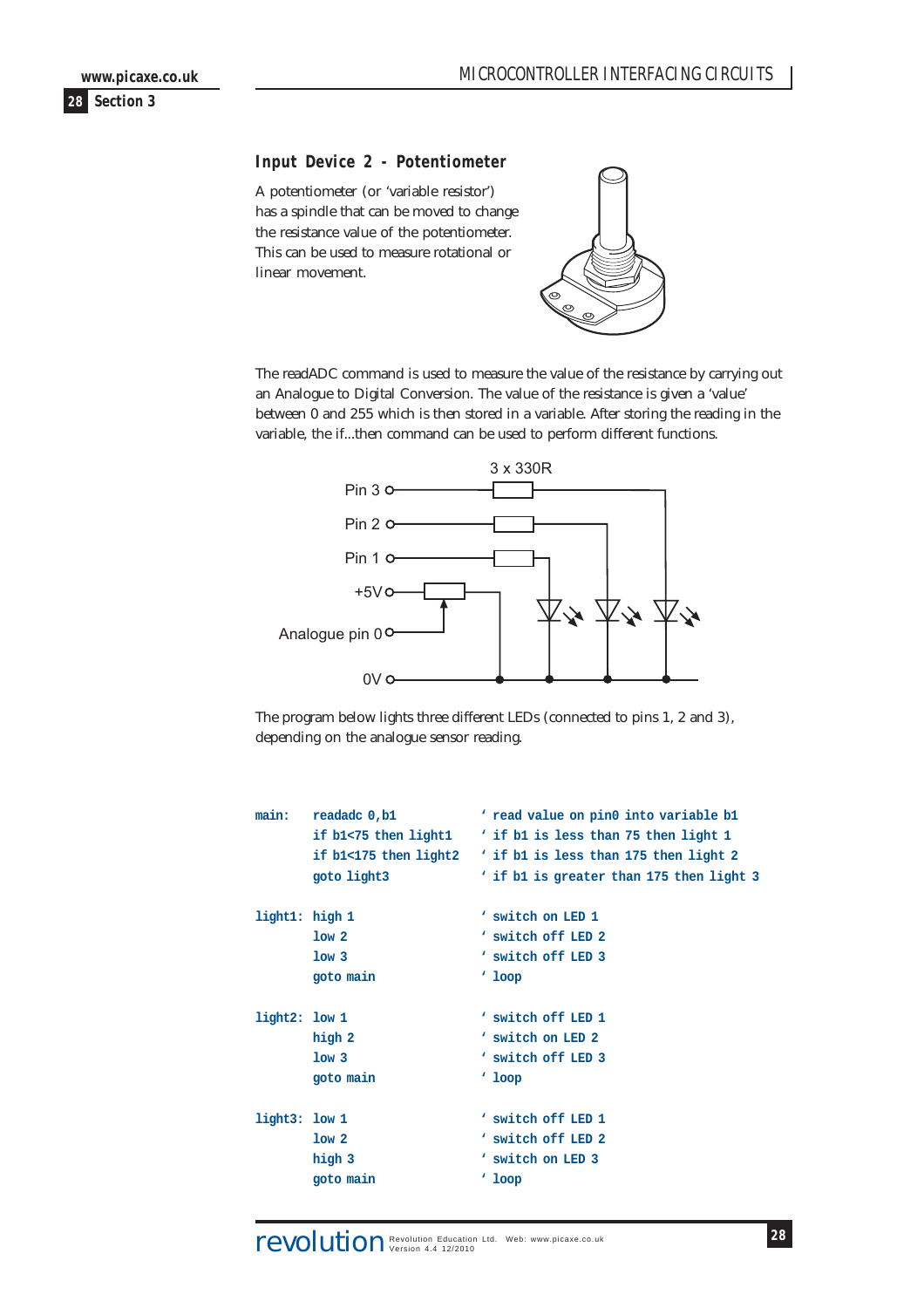### Input Device 2 - Potentiometer

A potentiometer (or 'variable resistor') has a spindle that can be moved to change the resistance value of the potentiometer. This can be used to measure rotational or linear movement.

The readADC command is used to measure the value of the resistance by carrying out an Analogue to Digital Conversion. The value of the resistance is given a 'value' between 0 and 255 which is then stored in a variable. After storing the reading in the variable, the if...then command can be used to perform different functions.

3 x 330R

Pin 3

Pin 2

Pin 1

+5V

Analogue pin 0

0V

The program below lights three different LEDs (connected to pins 1, 2 and 3), depending on the analogue sensor reading.

```
main:    readadc 0,b1         ' read value on pin0 into variable b1
         if b1<75 then light1 ' if b1 is less than 75 then light 1
         if b1<175 then light2 ' if b1 is less than 175 then light 2
         goto light3          ' if b1 is greater than 175 then light 3

light1:  high 1               ' switch on LED 1
         low 2                ' switch off LED 2
         low 3                ' switch off LED 3
         goto main            ' loop

light2:  low 1                ' switch off LED 1
         high 2               ' switch on LED 2
         low 3                ' switch off LED 3
         goto main            ' loop

light3:  low 1                ' switch off LED 1
         low 2                ' switch off LED 2
         high 3               ' switch on LED 3
         goto main            ' loop
```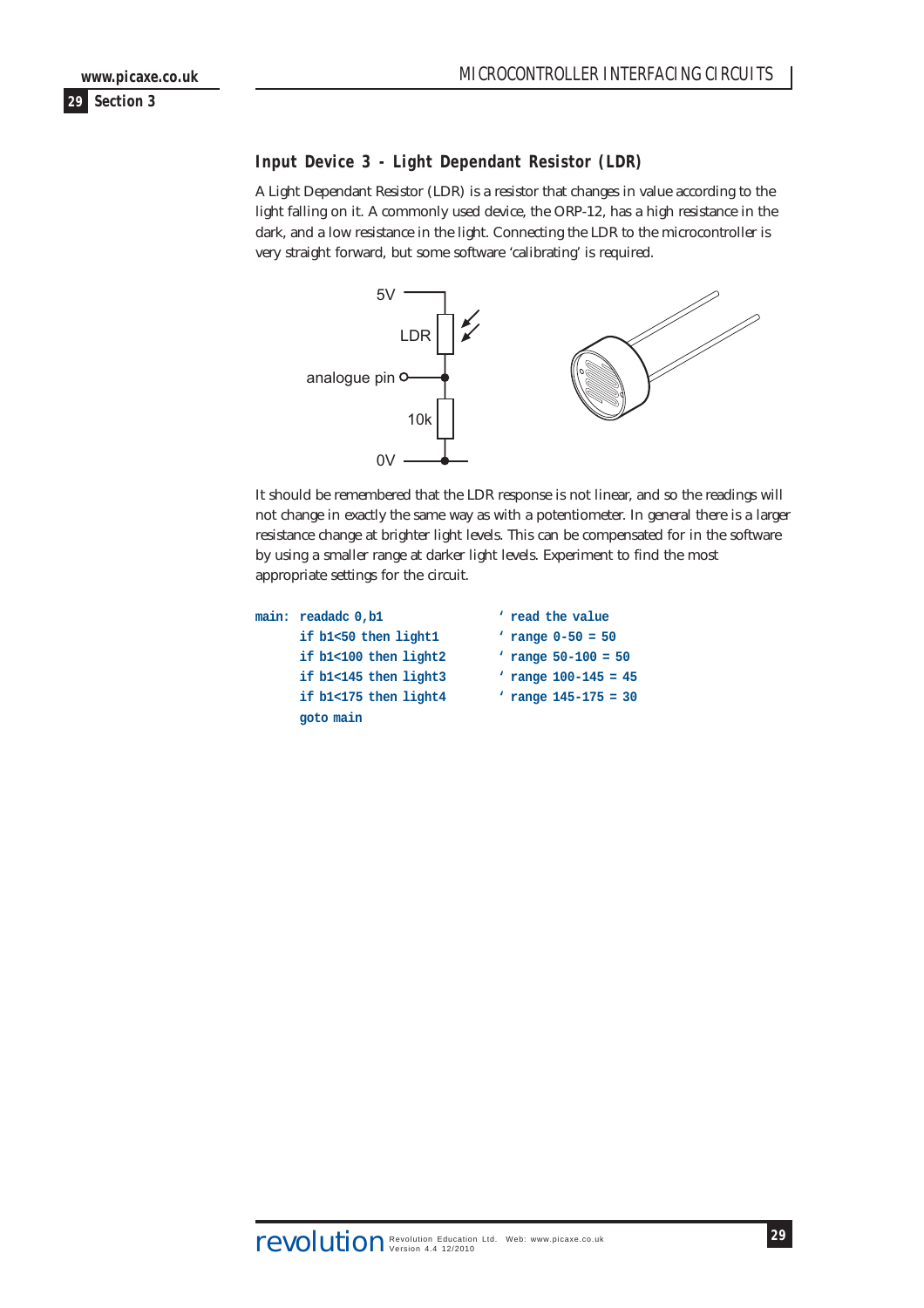### Input Device 3 - Light Dependant Resistor (LDR)

A Light Dependant Resistor (LDR) is a resistor that changes in value according to the light falling on it. A commonly used device, the ORP-12, has a high resistance in the dark, and a low resistance in the light. Connecting the LDR to the microcontroller is very straight forward, but some software 'calibrating' is required.

It should be remembered that the LDR response is not linear, and so the readings will not change in exactly the same way as with a potentiometer. In general there is a larger resistance change at brighter light levels. This can be compensated for in the software by using a smaller range at darker light levels. Experiment to find the most appropriate settings for the circuit.

```
main:  readadc 0,b1              ' read the value
       if b1<50 then light1      ' range 0-50 = 50
       if b1<100 then light2     ' range 50-100 = 50
       if b1<145 then light3     ' range 100-145 = 45
       if b1<175 then light4     ' range 145-175 = 30
       goto main
```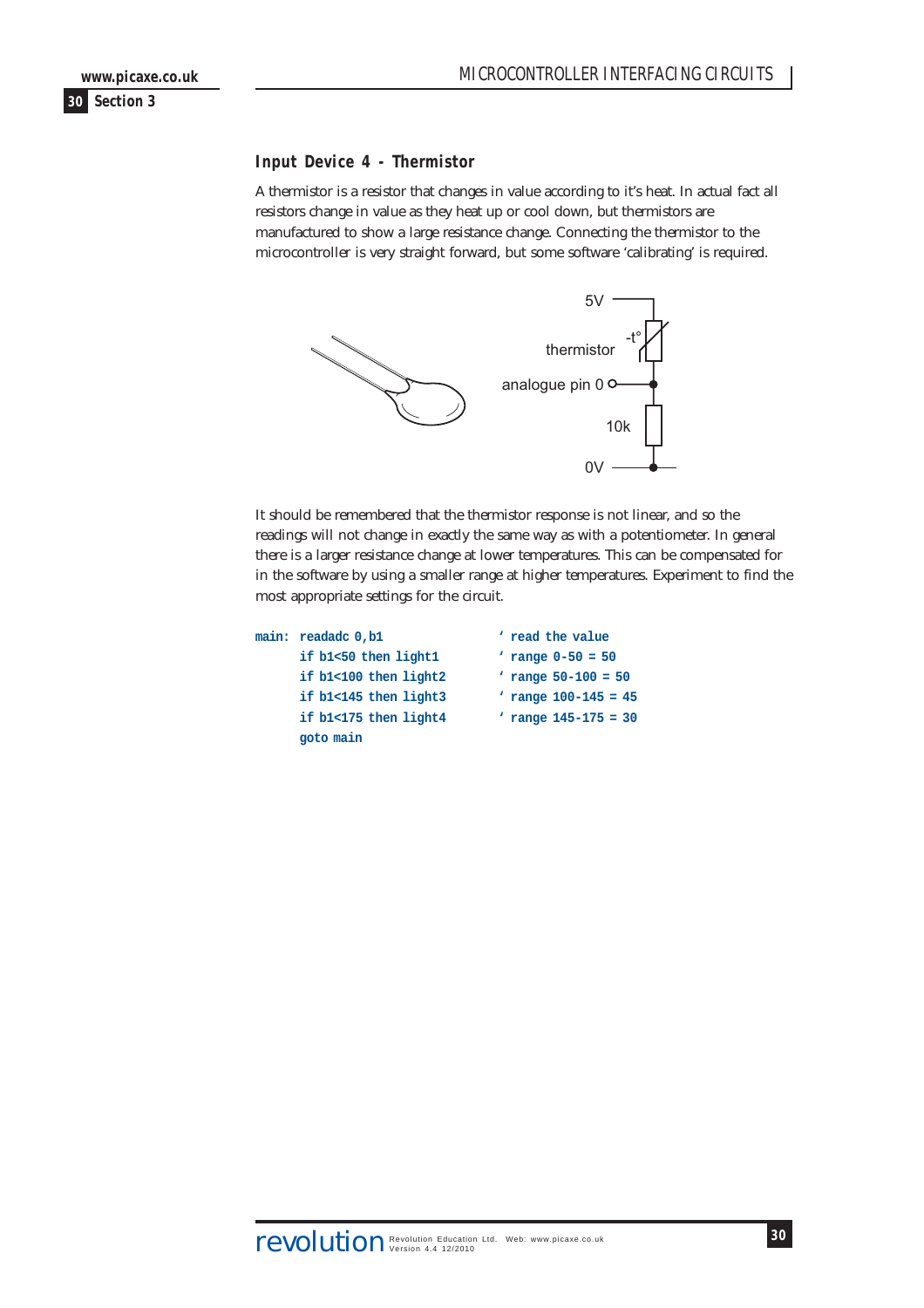### Input Device 4 - Thermistor

A thermistor is a resistor that changes in value according to it's heat. In actual fact all resistors change in value as they heat up or cool down, but thermistors are manufactured to show a large resistance change. Connecting the thermistor to the microcontroller is very straight forward, but some software 'calibrating' is required.

It should be remembered that the thermistor response is not linear, and so the readings will not change in exactly the same way as with a potentiometer. In general there is a larger resistance change at lower temperatures. This can be compensated for in the software by using a smaller range at higher temperatures. Experiment to find the most appropriate settings for the circuit.

```
main:  readadc 0,b1              ' read the value
       if b1<50 then light1      ' range 0-50 = 50
       if b1<100 then light2     ' range 50-100 = 50
       if b1<145 then light3     ' range 100-145 = 45
       if b1<175 then light4     ' range 145-175 = 30
       goto main
```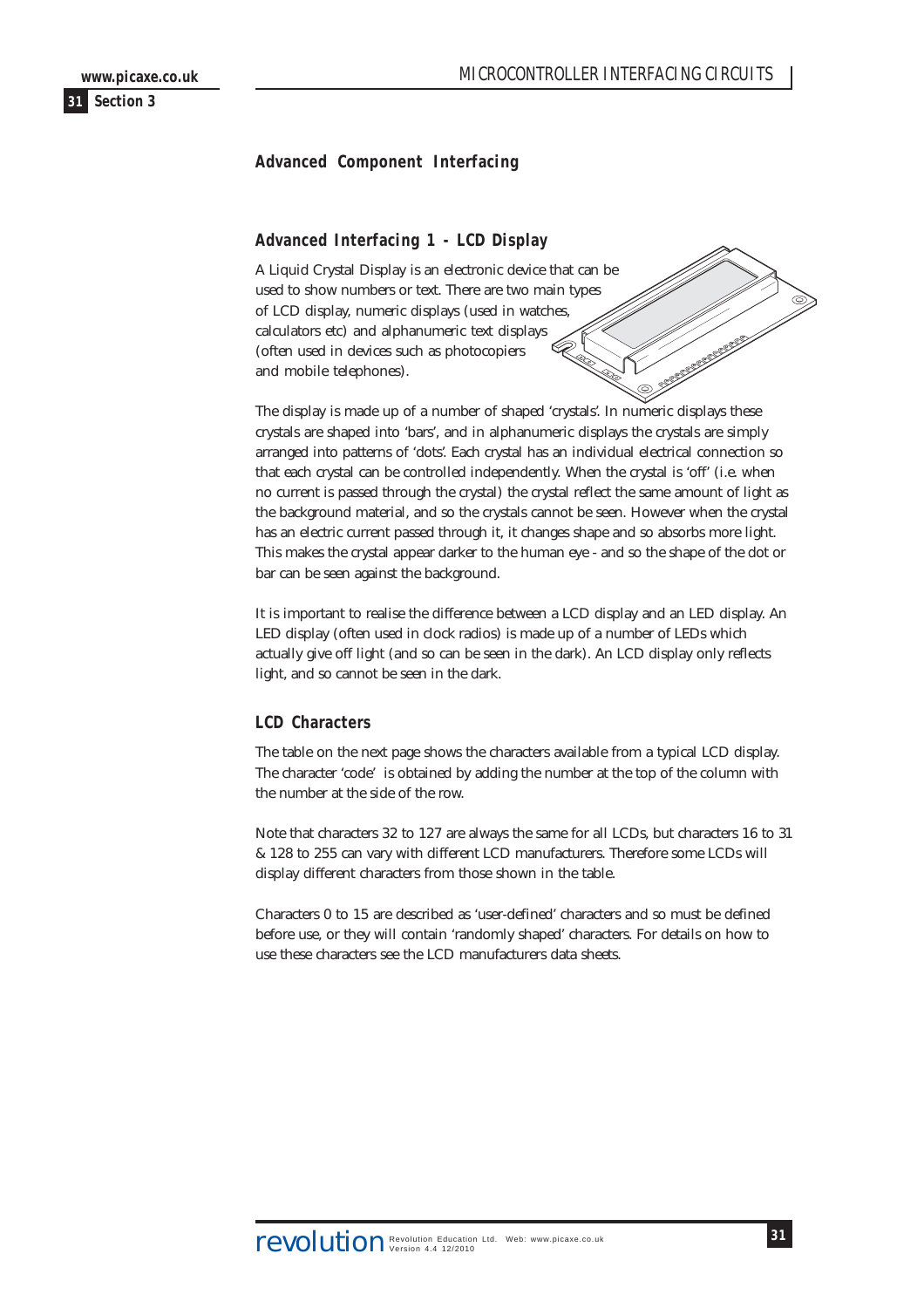## Advanced Component Interfacing

### Advanced Interfacing 1 - LCD Display

A Liquid Crystal Display is an electronic device that can be used to show numbers or text. There are two main types of LCD display, numeric displays (used in watches, calculators etc) and alphanumeric text displays (often used in devices such as photocopiers and mobile telephones).

The display is made up of a number of shaped 'crystals'. In numeric displays these crystals are shaped into 'bars', and in alphanumeric displays the crystals are simply arranged into patterns of 'dots'. Each crystal has an individual electrical connection so that each crystal can be controlled independently. When the crystal is 'off' (i.e. when no current is passed through the crystal) the crystal reflect the same amount of light as the background material, and so the crystals cannot be seen. However when the crystal has an electric current passed through it, it changes shape and so absorbs more light. This makes the crystal appear darker to the human eye - and so the shape of the dot or bar can be seen against the background.

It is important to realise the difference between a LCD display and an LED display. An LED display (often used in clock radios) is made up of a number of LEDs which actually give off light (and so can be seen in the dark). An LCD display only reflects light, and so cannot be seen in the dark.

### LCD Characters

The table on the next page shows the characters available from a typical LCD display. The character 'code' is obtained by adding the number at the top of the column with the number at the side of the row.

Note that characters 32 to 127 are always the same for all LCDs, but characters 16 to 31 & 128 to 255 can vary with different LCD manufacturers. Therefore some LCDs will display different characters from those shown in the table.

Characters 0 to 15 are described as 'user-defined' characters and so must be defined before use, or they will contain 'randomly shaped' characters. For details on how to use these characters see the LCD manufacturers data sheets.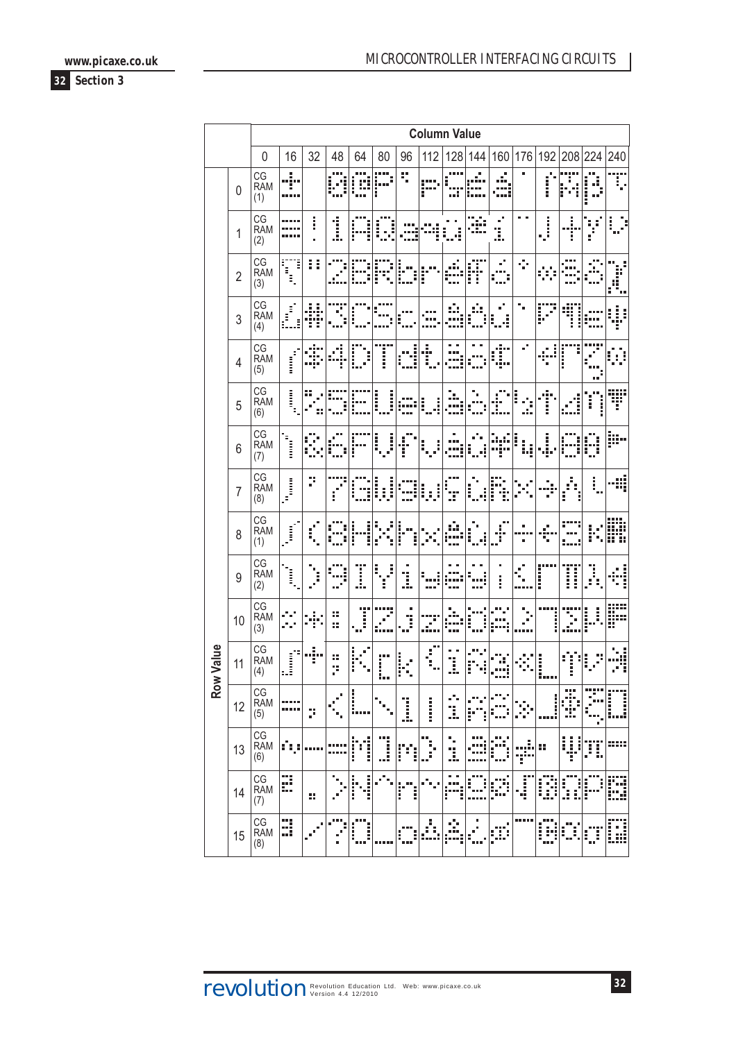| | | Column Value | | | | | | | | | | | | | | | |
|---|---|---|---|---|---|---|---|---|---|---|---|---|---|---|---|---|---|
| | | 0 | 16 | 32 | 48 | 64 | 80 | 96 | 112 | 128 | 144 | 160 | 176 | 192 | 208 | 224 | 240 |
| **Row Value** | 0 | CG RAM (1) | ± | | 0 | @ | P | ` | p | Ç | É | á | ˙ | ⌠ | ™ | β | τ |
| | 1 | CG RAM (2) | ≡ | ! | 1 | A | Q | a | q | ü | æ | í | ¨ | ⌡ | † | γ | υ |
| | 2 | CG RAM (3) | ⎲ | " | 2 | B | R | b | r | é | Æ | ó | ° | ∞ | § | δ | χ |
| | 3 | CG RAM (4) | ⎳ | # | 3 | C | S | c | s | â | ô | ú | ` | ◸ | ¶ | ε | φ |
| | 4 | CG RAM (5) | ⎛ | $ | 4 | D | T | d | t | ä | ö | ¢ | ´ | ↵ | Γ | ζ | ω |
| | 5 | CG RAM (6) | ⎝ | % | 5 | E | U | e | u | à | ò | £ | ½ | ↑ | Δ | η | ▼ |
| | 6 | CG RAM (7) | ⎞ | & | 6 | F | V | f | v | å | û | ¥ | ¼ | ↓ | Θ | θ | ▶ |
| | 7 | CG RAM (8) | ⎠ | ' | 7 | G | W | g | w | ç | ù | ₧ | × | → | Λ | ι | ◀ |
| | 8 | CG RAM (1) | ⎧ | ( | 8 | H | X | h | x | ê | ÿ | ƒ | ÷ | ← | Ξ | κ | ▦ |
| | 9 | CG RAM (2) | ⎩ | ) | 9 | I | Y | i | y | ë | Ö | ¡ | ≤ | ┌ | Π | λ | ↤ |
| | 10 | CG RAM (3) | ≈ | * | : | J | Z | j | z | è | Ü | Ã | ≥ | ┐ | Σ | μ | ▤ |
| | 11 | CG RAM (4) | ∫ | + | ; | K | [ | k | { | ï | ñ | ã | « | └ | ϒ | ν | ↗ |
| | 12 | CG RAM (5) | ═ | , | < | L | \ | l | \| | î | Ñ | Õ | » | ┘ | Φ | ξ | □ |
| | 13 | CG RAM (6) | ∽ | - | = | M | ] | m | } | ì | ª | õ | ≠ | • | Ψ | π | ▬ |
| | 14 | CG RAM (7) | ▦ | . | > | N | ^ | n | ~ | Ä | º | Ø | √ | ® | Ω | ρ | ▩ |
| | 15 | CG RAM (8) | ▦ | / | ? | O | _ | o | ⌂ | Å | ¿ | ø | ¯ | © | α | σ | ▩ |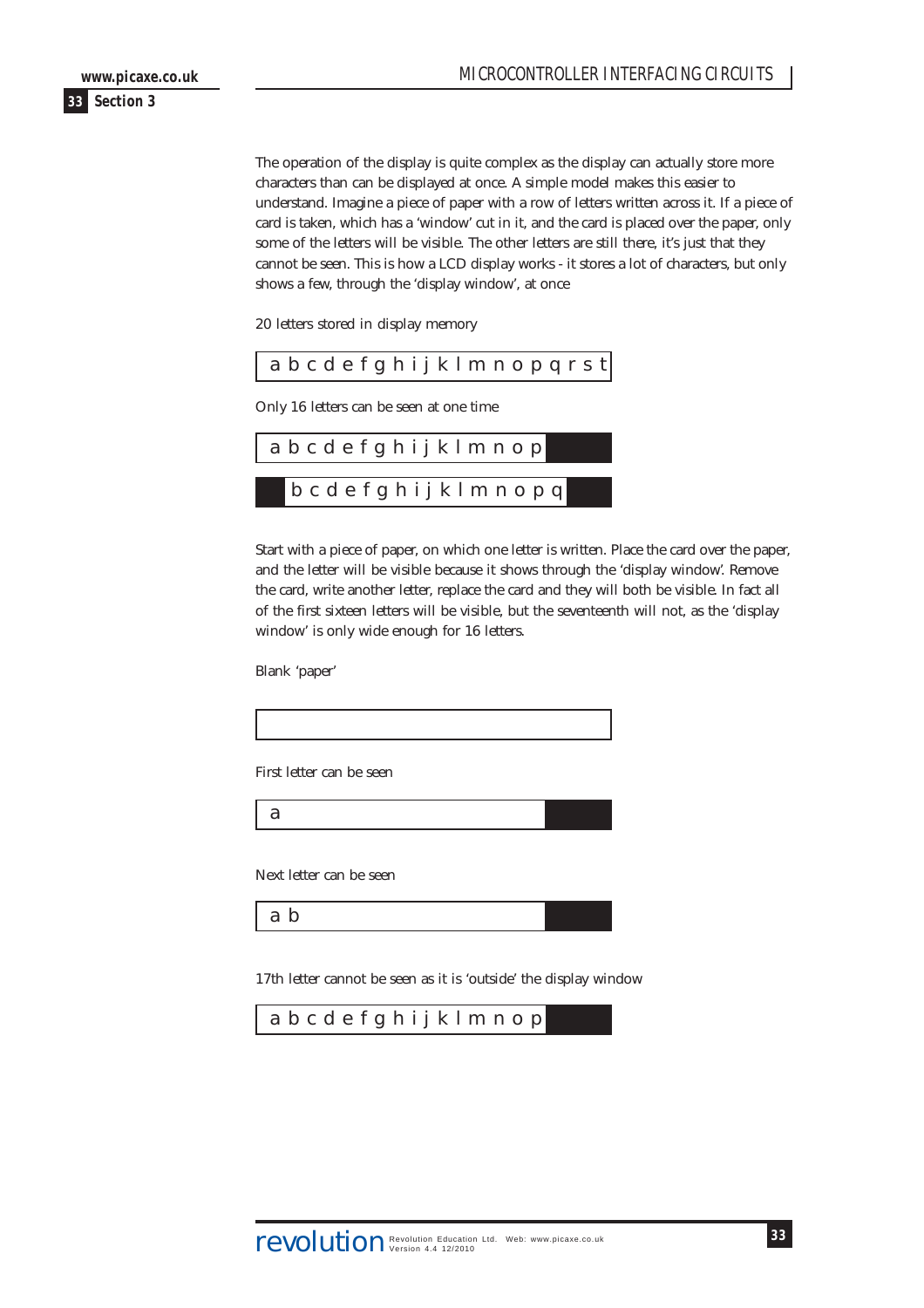The operation of the display is quite complex as the display can actually store more characters than can be displayed at once. A simple model makes this easier to understand. Imagine a piece of paper with a row of letters written across it. If a piece of card is taken, which has a 'window' cut in it, and the card is placed over the paper, only some of the letters will be visible. The other letters are still there, it's just that they cannot be seen. This is how a LCD display works - it stores a lot of characters, but only shows a few, through the 'display window', at once

20 letters stored in display memory

```
a b c d e f g h i j k l m n o p q r s t
```

Only 16 letters can be seen at one time

```
a b c d e f g h i j k l m n o p
```

```
b c d e f g h i j k l m n o p q
```

Start with a piece of paper, on which one letter is written. Place the card over the paper, and the letter will be visible because it shows through the 'display window'. Remove the card, write another letter, replace the card and they will both be visible. In fact all of the first sixteen letters will be visible, but the seventeenth will not, as the 'display window' is only wide enough for 16 letters.

Blank 'paper'

```

```

First letter can be seen

```
a
```

Next letter can be seen

```
a b
```

17th letter cannot be seen as it is 'outside' the display window

```
a b c d e f g h i j k l m n o p
```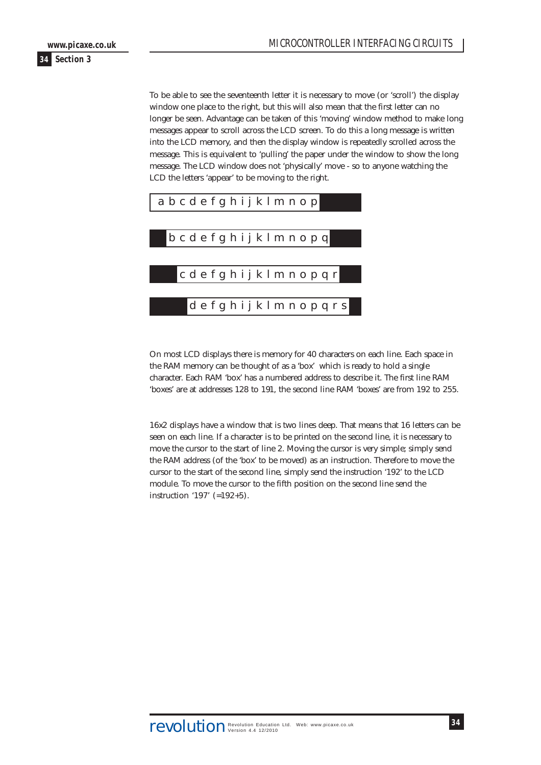To be able to see the seventeenth letter it is necessary to move (or 'scroll') the display window one place to the right, but this will also mean that the first letter can no longer be seen. Advantage can be taken of this 'moving' window method to make long messages appear to scroll across the LCD screen. To do this a long message is written into the LCD memory, and then the display window is repeatedly scrolled across the message. This is equivalent to 'pulling' the paper under the window to show the long message. The LCD window does not 'physically' move - so to anyone watching the LCD the letters 'appear' to be moving to the right.

a b c d e f g h i j k l m n o p

b c d e f g h i j k l m n o p q

c d e f g h i j k l m n o p q r

d e f g h i j k l m n o p q r s

On most LCD displays there is memory for 40 characters on each line. Each space in the RAM memory can be thought of as a 'box' which is ready to hold a single character. Each RAM 'box' has a numbered address to describe it. The first line RAM 'boxes' are at addresses 128 to 191, the second line RAM 'boxes' are from 192 to 255.

16x2 displays have a window that is two lines deep. That means that 16 letters can be seen on each line. If a character is to be printed on the second line, it is necessary to move the cursor to the start of line 2. Moving the cursor is very simple; simply send the RAM address (of the 'box' to be moved) as an instruction. Therefore to move the cursor to the start of the second line, simply send the instruction '192' to the LCD module. To move the cursor to the fifth position on the second line send the instruction '197' (=192+5).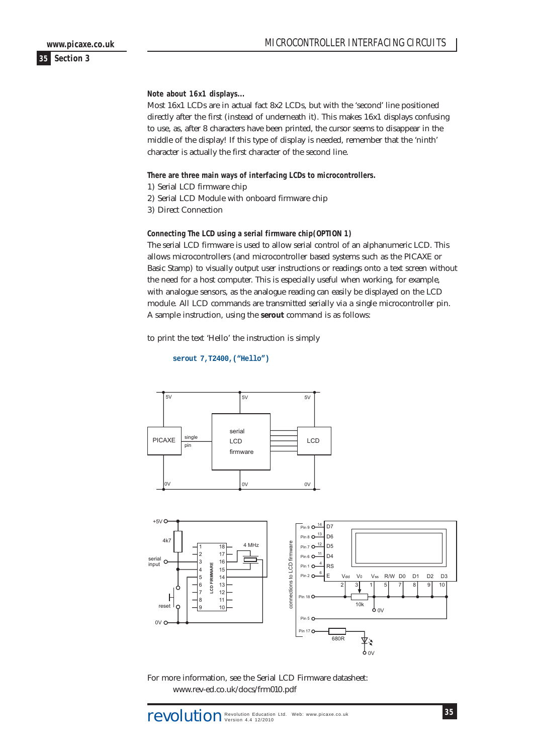**Note about 16x1 displays...**

Most 16x1 LCDs are in actual fact 8x2 LCDs, but with the 'second' line positioned directly after the first (instead of underneath it). This makes 16x1 displays confusing to use, as, after 8 characters have been printed, the cursor seems to disappear in the middle of the display! If this type of display is needed, remember that the 'ninth' character is actually the first character of the second line.

**There are three main ways of interfacing LCDs to microcontrollers.**

1) Serial LCD firmware chip
2) Serial LCD Module with onboard firmware chip
3) Direct Connection

**Connecting The LCD using a serial firmware chip(OPTION 1)**

The serial LCD firmware is used to allow serial control of an alphanumeric LCD. This allows microcontrollers (and microcontroller based systems such as the PICAXE or Basic Stamp) to visually output user instructions or readings onto a text screen without the need for a host computer. This is especially useful when working, for example, with analogue sensors, as the analogue reading can easily be displayed on the LCD module. All LCD commands are transmitted serially via a single microcontroller pin. A sample instruction, using the **serout** command is as follows:

to print the text 'Hello' the instruction is simply

```
serout 7,T2400,("Hello")
```

For more information, see the Serial LCD Firmware datasheet:
www.rev-ed.co.uk/docs/frm010.pdf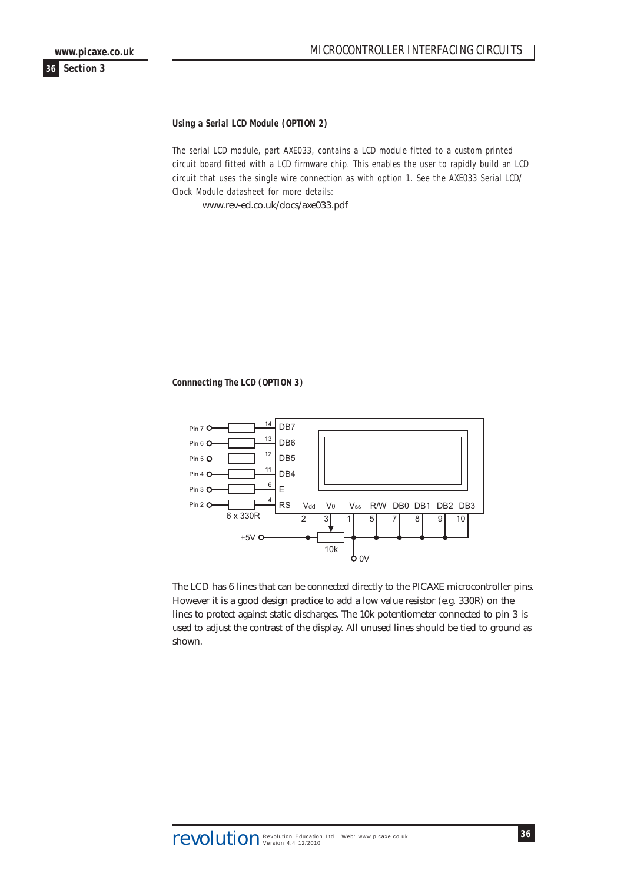#### Using a Serial LCD Module (OPTION 2)

The serial LCD module, part AXE033, contains a LCD module fitted to a custom printed circuit board fitted with a LCD firmware chip. This enables the user to rapidly build an LCD circuit that uses the single wire connection as with option 1. See the AXE033 Serial LCD/ Clock Module datasheet for more details:

www.rev-ed.co.uk/docs/axe033.pdf

#### Connnecting The LCD (OPTION 3)

Pin 7 — 14 DB7
Pin 6 — 13 DB6
Pin 5 — 12 DB5
Pin 4 — 11 DB4
Pin 3 — 6 E
Pin 2 — 4 RS

6 x 330R

Vdd 2, V0 3, Vss 1, R/W 5, DB0 7, DB1 8, DB2 9, DB3 10

+5V, 10k, 0V

The LCD has 6 lines that can be connected directly to the PICAXE microcontroller pins. However it is a good design practice to add a low value resistor (e.g. 330R) on the lines to protect against static discharges. The 10k potentiometer connected to pin 3 is used to adjust the contrast of the display. All unused lines should be tied to ground as shown.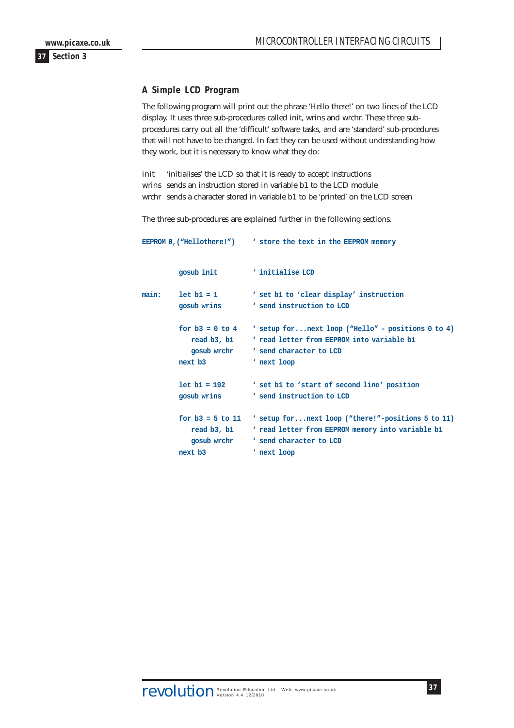## A Simple LCD Program

The following program will print out the phrase 'Hello there!' on two lines of the LCD display. It uses three sub-procedures called init, wrins and wrchr. These three sub-procedures carry out all the 'difficult' software tasks, and are 'standard' sub-procedures that will not have to be changed. In fact they can be used without understanding how they work, but it is necessary to know what they do:

init   'initialises' the LCD so that it is ready to accept instructions
wrins  sends an instruction stored in variable b1 to the LCD module
wrchr  sends a character stored in variable b1 to be 'printed' on the LCD screen

The three sub-procedures are explained further in the following sections.

```
EEPROM 0,("Hellothere!")    ' store the text in the EEPROM memory


         gosub init         ' initialise LCD

main:    let b1 = 1         ' set b1 to 'clear display' instruction
         gosub wrins        ' send instruction to LCD

         for b3 = 0 to 4    ' setup for...next loop ("Hello" - positions 0 to 4)
            read b3, b1     ' read letter from EEPROM into variable b1
            gosub wrchr     ' send character to LCD
         next b3            ' next loop

         let b1 = 192       ' set b1 to 'start of second line' position
         gosub wrins        ' send instruction to LCD

         for b3 = 5 to 11   ' setup for...next loop ("there!"-positions 5 to 11)
            read b3, b1     ' read letter from EEPROM memory into variable b1
            gosub wrchr     ' send character to LCD
         next b3            ' next loop
```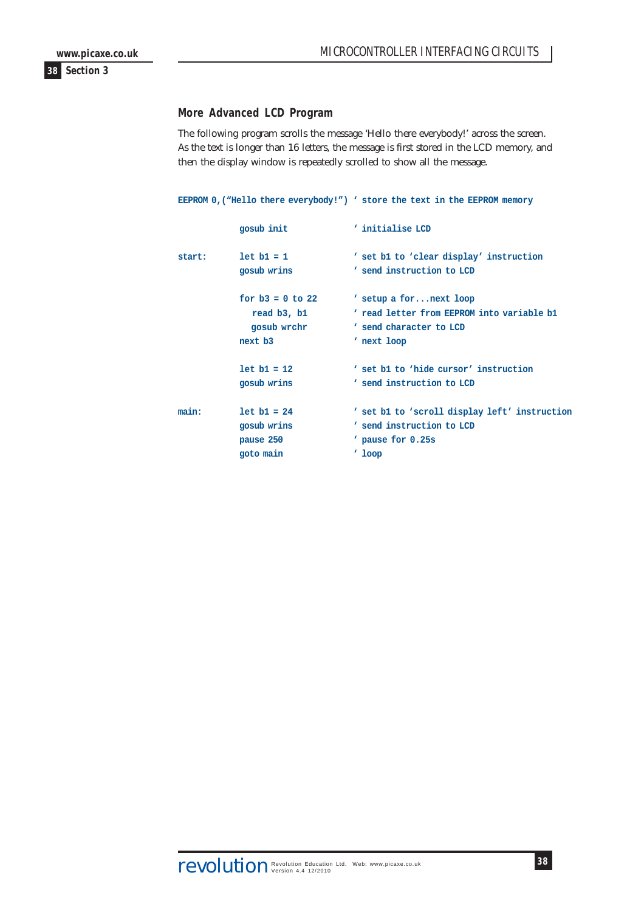## More Advanced LCD Program

The following program scrolls the message 'Hello there everybody!' across the screen. As the text is longer than 16 letters, the message is first stored in the LCD memory, and then the display window is repeatedly scrolled to show all the message.

```
EEPROM 0,("Hello there everybody!") ' store the text in the EEPROM memory

            gosub init                ' initialise LCD

start:      let b1 = 1                ' set b1 to 'clear display' instruction
            gosub wrins               ' send instruction to LCD

            for b3 = 0 to 22          ' setup a for...next loop
               read b3, b1            ' read letter from EEPROM into variable b1
               gosub wrchr            ' send character to LCD
            next b3                   ' next loop

            let b1 = 12               ' set b1 to 'hide cursor' instruction
            gosub wrins               ' send instruction to LCD

main:       let b1 = 24               ' set b1 to 'scroll display left' instruction
            gosub wrins               ' send instruction to LCD
            pause 250                 ' pause for 0.25s
            goto main                 ' loop
```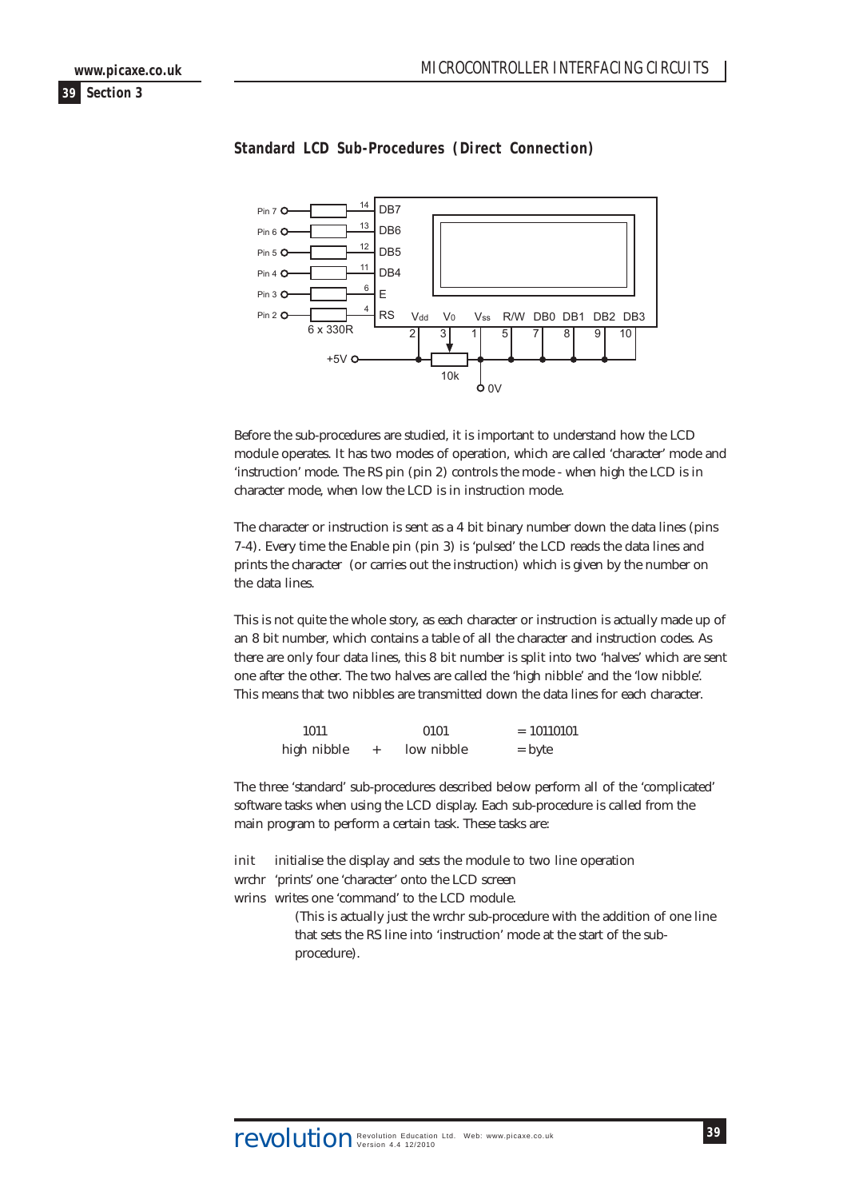## Standard LCD Sub-Procedures (Direct Connection)

Before the sub-procedures are studied, it is important to understand how the LCD module operates. It has two modes of operation, which are called 'character' mode and 'instruction' mode. The RS pin (pin 2) controls the mode - when high the LCD is in character mode, when low the LCD is in instruction mode.

The character or instruction is sent as a 4 bit binary number down the data lines (pins 7-4). Every time the Enable pin (pin 3) is 'pulsed' the LCD reads the data lines and prints the character (or carries out the instruction) which is given by the number on the data lines.

This is not quite the whole story, as each character or instruction is actually made up of an 8 bit number, which contains a table of all the character and instruction codes. As there are only four data lines, this 8 bit number is split into two 'halves' which are sent one after the other. The two halves are called the 'high nibble' and the 'low nibble'. This means that two nibbles are transmitted down the data lines for each character.

| | | | |
|---|---|---|---|
| 1011 | | 0101 | = 10110101 |
| high nibble | + | low nibble | = byte |

The three 'standard' sub-procedures described below perform all of the 'complicated' software tasks when using the LCD display. Each sub-procedure is called from the main program to perform a certain task. These tasks are:

init &nbsp;&nbsp; initialise the display and sets the module to two line operation
wrchr &nbsp;&nbsp; 'prints' one 'character' onto the LCD screen
wrins &nbsp;&nbsp; writes one 'command' to the LCD module.
(This is actually just the wrchr sub-procedure with the addition of one line that sets the RS line into 'instruction' mode at the start of the sub-procedure).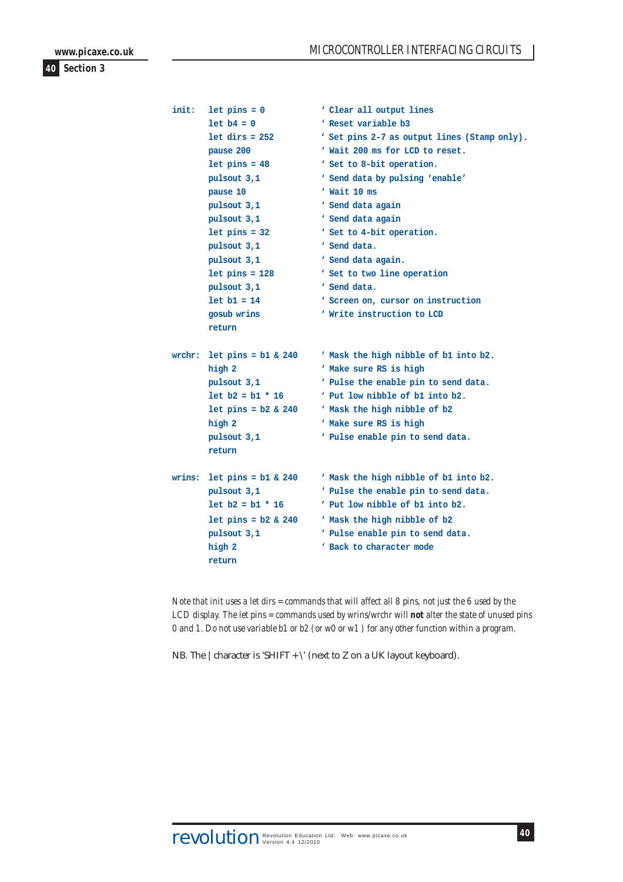```
init:  let pins = 0          ' Clear all output lines
       let b4 = 0            ' Reset variable b3
       let dirs = 252        ' Set pins 2-7 as output lines (Stamp only).
       pause 200             ' Wait 200 ms for LCD to reset.
       let pins = 48         ' Set to 8-bit operation.
       pulsout 3,1           ' Send data by pulsing 'enable'
       pause 10              ' Wait 10 ms
       pulsout 3,1           ' Send data again
       pulsout 3,1           ' Send data again
       let pins = 32         ' Set to 4-bit operation.
       pulsout 3,1           ' Send data.
       pulsout 3,1           ' Send data again.
       let pins = 128        ' Set to two line operation
       pulsout 3,1           ' Send data.
       let b1 = 14           ' Screen on, cursor on instruction
       gosub wrins           ' Write instruction to LCD
       return

wrchr: let pins = b1 & 240   ' Mask the high nibble of b1 into b2.
       high 2                ' Make sure RS is high
       pulsout 3,1           ' Pulse the enable pin to send data.
       let b2 = b1 * 16      ' Put low nibble of b1 into b2.
       let pins = b2 & 240   ' Mask the high nibble of b2
       high 2                ' Make sure RS is high
       pulsout 3,1           ' Pulse enable pin to send data.
       return

wrins: let pins = b1 & 240   ' Mask the high nibble of b1 into b2.
       pulsout 3,1           ' Pulse the enable pin to send data.
       let b2 = b1 * 16      ' Put low nibble of b1 into b2.
       let pins = b2 & 240   ' Mask the high nibble of b2
       pulsout 3,1           ' Pulse enable pin to send data.
       high 2                ' Back to character mode
       return
```

*Note that init uses a let dirs = commands that will affect all 8 pins, not just the 6 used by the LCD display. The let pins = commands used by wrins/wrchr will* ***not*** *alter the state of unused pins 0 and 1. Do not use variable b1 or b2 (or w0 or w1 ) for any other function within a program.*

NB. The | character is 'SHIFT + \' (next to Z on a UK layout keyboard).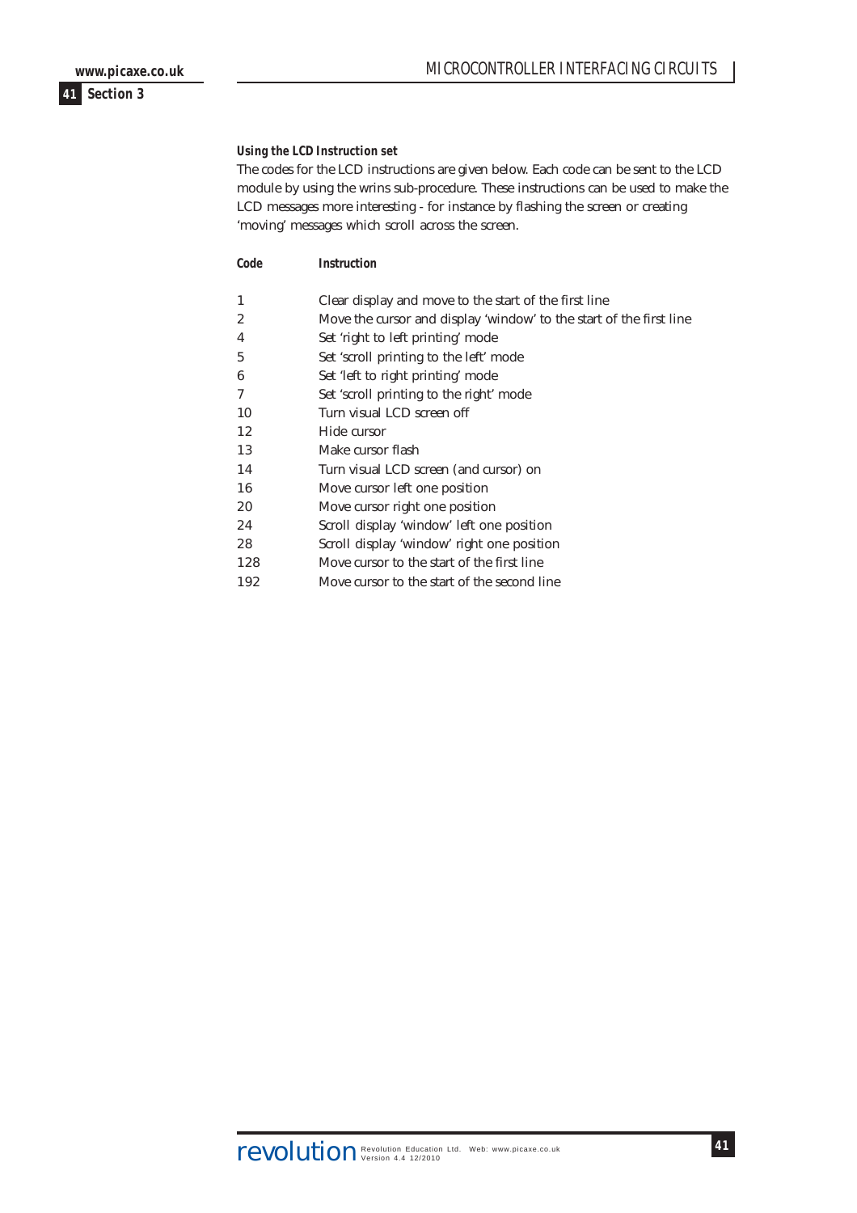### *Using the LCD Instruction set*

The codes for the LCD instructions are given below. Each code can be sent to the LCD module by using the wrins sub-procedure. These instructions can be used to make the LCD messages more interesting - for instance by flashing the screen or creating 'moving' messages which scroll across the screen.

| ***Code*** | ***Instruction*** |
|---|---|
| 1 | Clear display and move to the start of the first line |
| 2 | Move the cursor and display 'window' to the start of the first line |
| 4 | Set 'right to left printing' mode |
| 5 | Set 'scroll printing to the left' mode |
| 6 | Set 'left to right printing' mode |
| 7 | Set 'scroll printing to the right' mode |
| 10 | Turn visual LCD screen off |
| 12 | Hide cursor |
| 13 | Make cursor flash |
| 14 | Turn visual LCD screen (and cursor) on |
| 16 | Move cursor left one position |
| 20 | Move cursor right one position |
| 24 | Scroll display 'window' left one position |
| 28 | Scroll display 'window' right one position |
| 128 | Move cursor to the start of the first line |
| 192 | Move cursor to the start of the second line |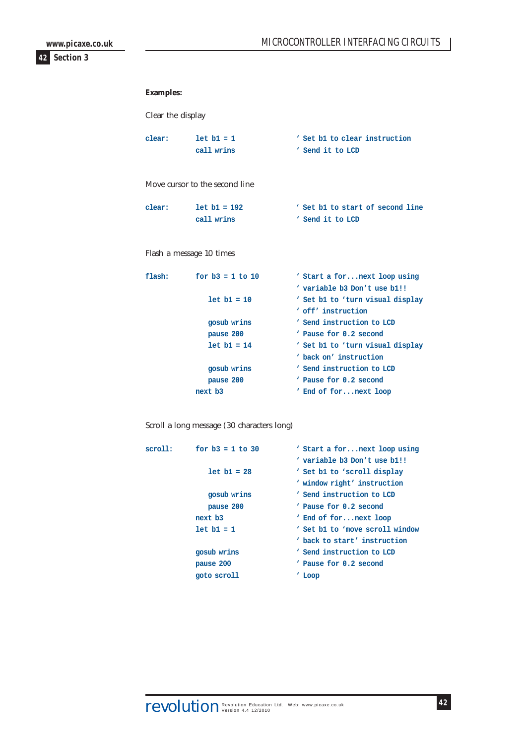**Examples:**

Clear the display

```
clear:      let b1 = 1                  ' Set b1 to clear instruction
            call wrins                  ' Send it to LCD
```

Move cursor to the second line

```
clear:      let b1 = 192                ' Set b1 to start of second line
            call wrins                  ' Send it to LCD
```

Flash a message 10 times

```
flash:      for b3 = 1 to 10            ' Start a for...next loop using
                                        ' variable b3 Don't use b1!!
              let b1 = 10               ' Set b1 to 'turn visual display
                                        ' off' instruction
              gosub wrins               ' Send instruction to LCD
              pause 200                 ' Pause for 0.2 second
              let b1 = 14               ' Set b1 to 'turn visual display
                                        ' back on' instruction
              gosub wrins               ' Send instruction to LCD
              pause 200                 ' Pause for 0.2 second
            next b3                     ' End of for...next loop
```

Scroll a long message (30 characters long)

```
scroll:     for b3 = 1 to 30            ' Start a for...next loop using
                                        ' variable b3 Don't use b1!!
              let b1 = 28               ' Set b1 to 'scroll display
                                        ' window right' instruction
              gosub wrins               ' Send instruction to LCD
              pause 200                 ' Pause for 0.2 second
            next b3                     ' End of for...next loop
            let b1 = 1                  ' Set b1 to 'move scroll window
                                        ' back to start' instruction
            gosub wrins                 ' Send instruction to LCD
            pause 200                   ' Pause for 0.2 second
            goto scroll                 ' Loop
```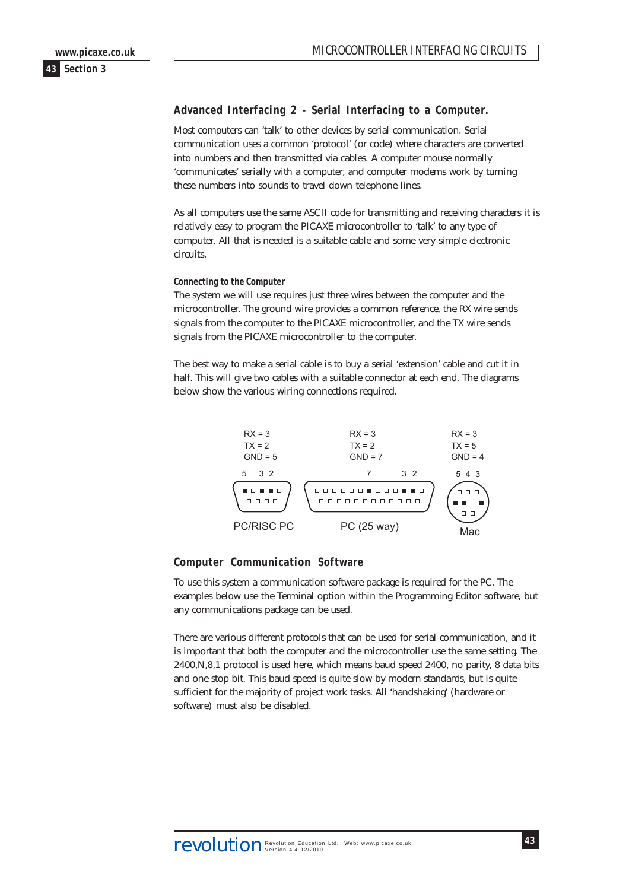## Advanced Interfacing 2 - Serial Interfacing to a Computer.

Most computers can 'talk' to other devices by serial communication. Serial communication uses a common 'protocol' (or code) where characters are converted into numbers and then transmitted via cables. A computer mouse normally 'communicates' serially with a computer, and computer modems work by turning these numbers into sounds to travel down telephone lines.

As all computers use the same ASCII code for transmitting and receiving characters it is relatively easy to program the PICAXE microcontroller to 'talk' to any type of computer. All that is needed is a suitable cable and some very simple electronic circuits.

#### Connecting to the Computer

The system we will use requires just three wires between the computer and the microcontroller. The ground wire provides a common reference, the RX wire sends signals from the computer to the PICAXE microcontroller, and the TX wire sends signals from the PICAXE microcontroller to the computer.

The best way to make a serial cable is to buy a serial 'extension' cable and cut it in half. This will give two cables with a suitable connector at each end. The diagrams below show the various wiring connections required.

| PC/RISC PC | PC (25 way) | Mac |
|---|---|---|
| RX = 3 | RX = 3 | RX = 3 |
| TX = 2 | TX = 2 | TX = 5 |
| GND = 5 | GND = 7 | GND = 4 |

## Computer Communication Software

To use this system a communication software package is required for the PC. The examples below use the Terminal option within the Programming Editor software, but any communications package can be used.

There are various different protocols that can be used for serial communication, and it is important that both the computer and the microcontroller use the same setting. The 2400,N,8,1 protocol is used here, which means baud speed 2400, no parity, 8 data bits and one stop bit. This baud speed is quite slow by modern standards, but is quite sufficient for the majority of project work tasks. All 'handshaking' (hardware or software) must also be disabled.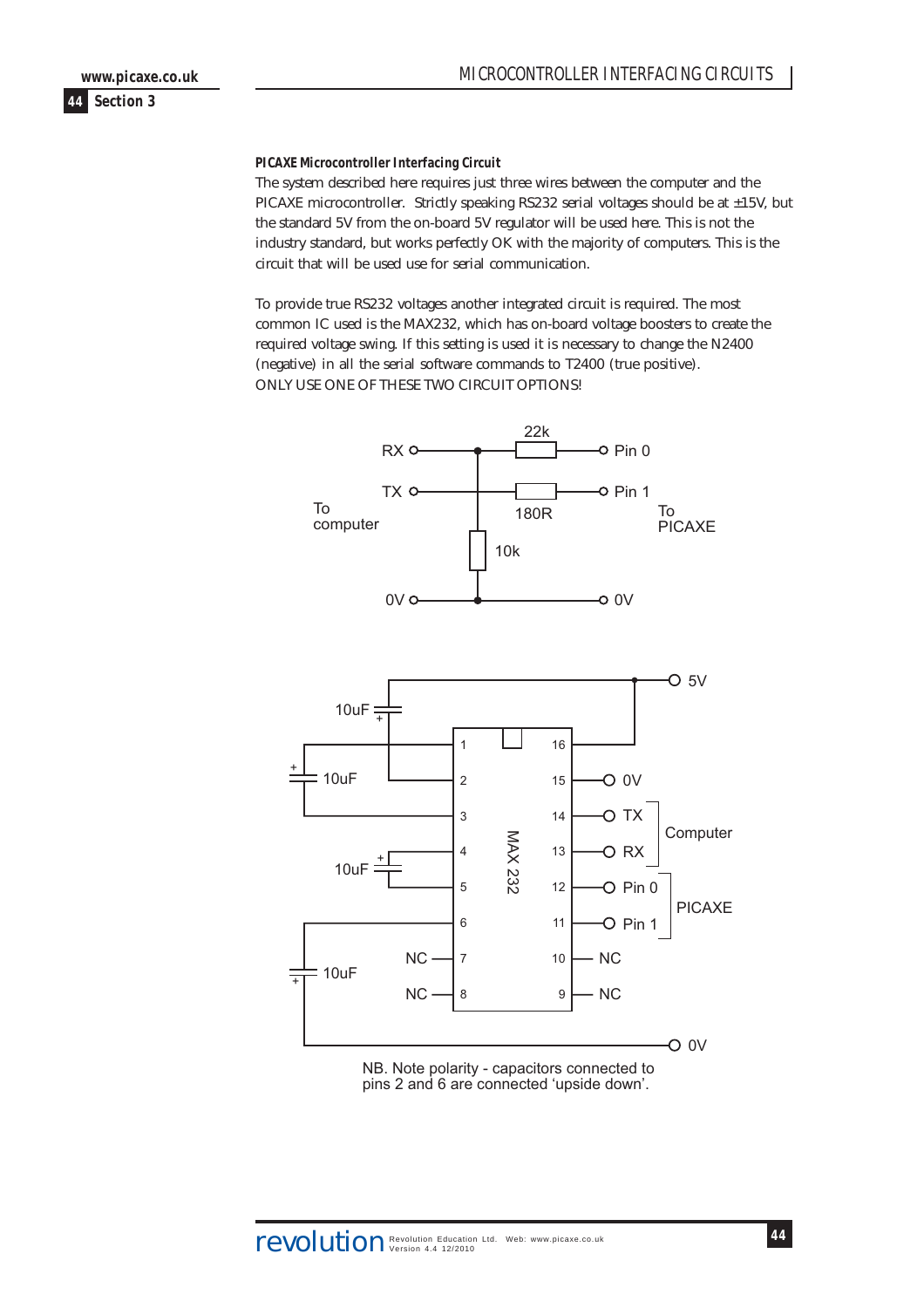**PICAXE Microcontroller Interfacing Circuit**

The system described here requires just three wires between the computer and the PICAXE microcontroller. Strictly speaking RS232 serial voltages should be at ±15V, but the standard 5V from the on-board 5V regulator will be used here. This is not the industry standard, but works perfectly OK with the majority of computers. This is the circuit that will be used use for serial communication.

To provide true RS232 voltages another integrated circuit is required. The most common IC used is the MAX232, which has on-board voltage boosters to create the required voltage swing. If this setting is used it is necessary to change the N2400 (negative) in all the serial software commands to T2400 (true positive).
ONLY USE ONE OF THESE TWO CIRCUIT OPTIONS!

NB. Note polarity - capacitors connected to pins 2 and 6 are connected 'upside down'.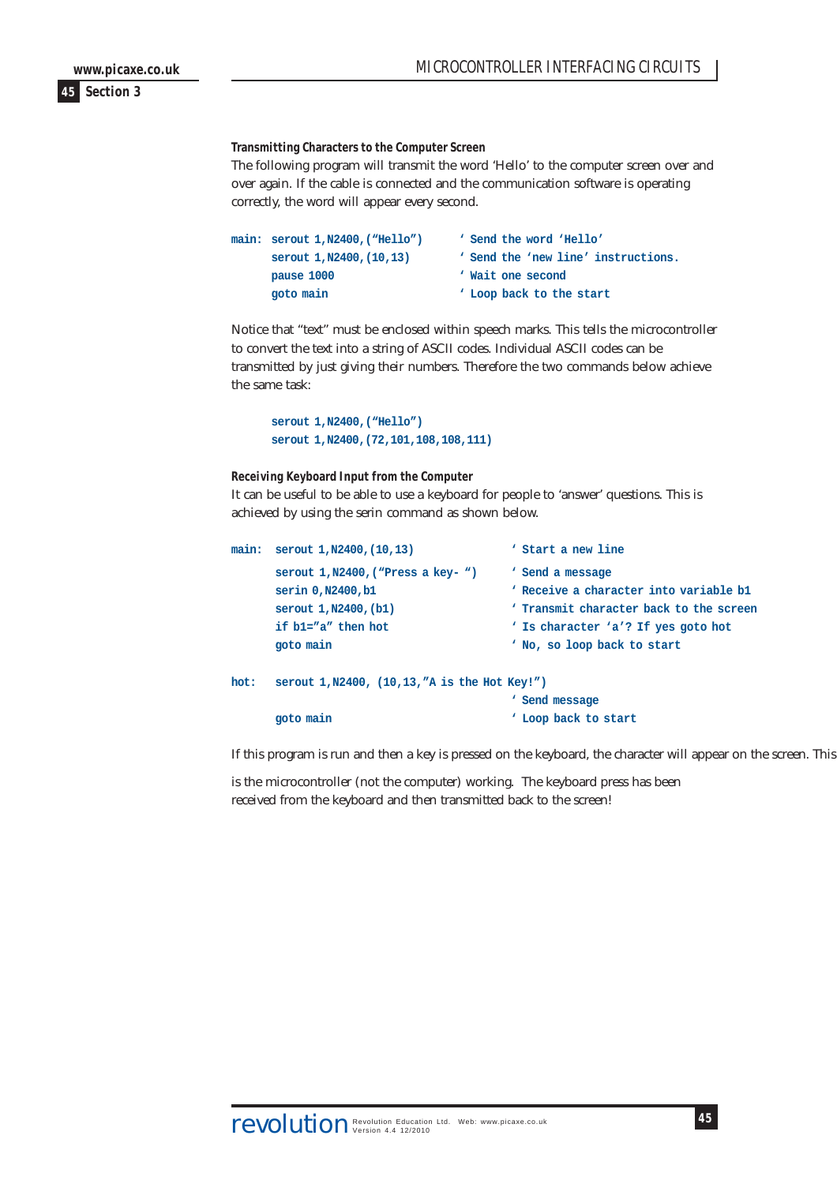### Transmitting Characters to the Computer Screen

The following program will transmit the word 'Hello' to the computer screen over and over again. If the cable is connected and the communication software is operating correctly, the word will appear every second.

```
main: serout 1,N2400,("Hello")      ' Send the word 'Hello'
      serout 1,N2400,(10,13)        ' Send the 'new line' instructions.
      pause 1000                    ' Wait one second
      goto main                     ' Loop back to the start
```

Notice that "text" must be enclosed within speech marks. This tells the microcontroller to convert the text into a string of ASCII codes. Individual ASCII codes can be transmitted by just giving their numbers. Therefore the two commands below achieve the same task:

```
      serout 1,N2400,("Hello")
      serout 1,N2400,(72,101,108,108,111)
```

### Receiving Keyboard Input from the Computer

It can be useful to be able to use a keyboard for people to 'answer' questions. This is achieved by using the serin command as shown below.

```
main:  serout 1,N2400,(10,13)               ' Start a new line

       serout 1,N2400,("Press a key- ")     ' Send a message
       serin 0,N2400,b1                     ' Receive a character into variable b1
       serout 1,N2400,(b1)                  ' Transmit character back to the screen
       if b1="a" then hot                   ' Is character 'a'? If yes goto hot
       goto main                            ' No, so loop back to start

hot:   serout 1,N2400, (10,13,"A is the Hot Key!")
                                            ' Send message
       goto main                            ' Loop back to start
```

If this program is run and then a key is pressed on the keyboard, the character will appear on the screen. This is the microcontroller (not the computer) working. The keyboard press has been received from the keyboard and then transmitted back to the screen!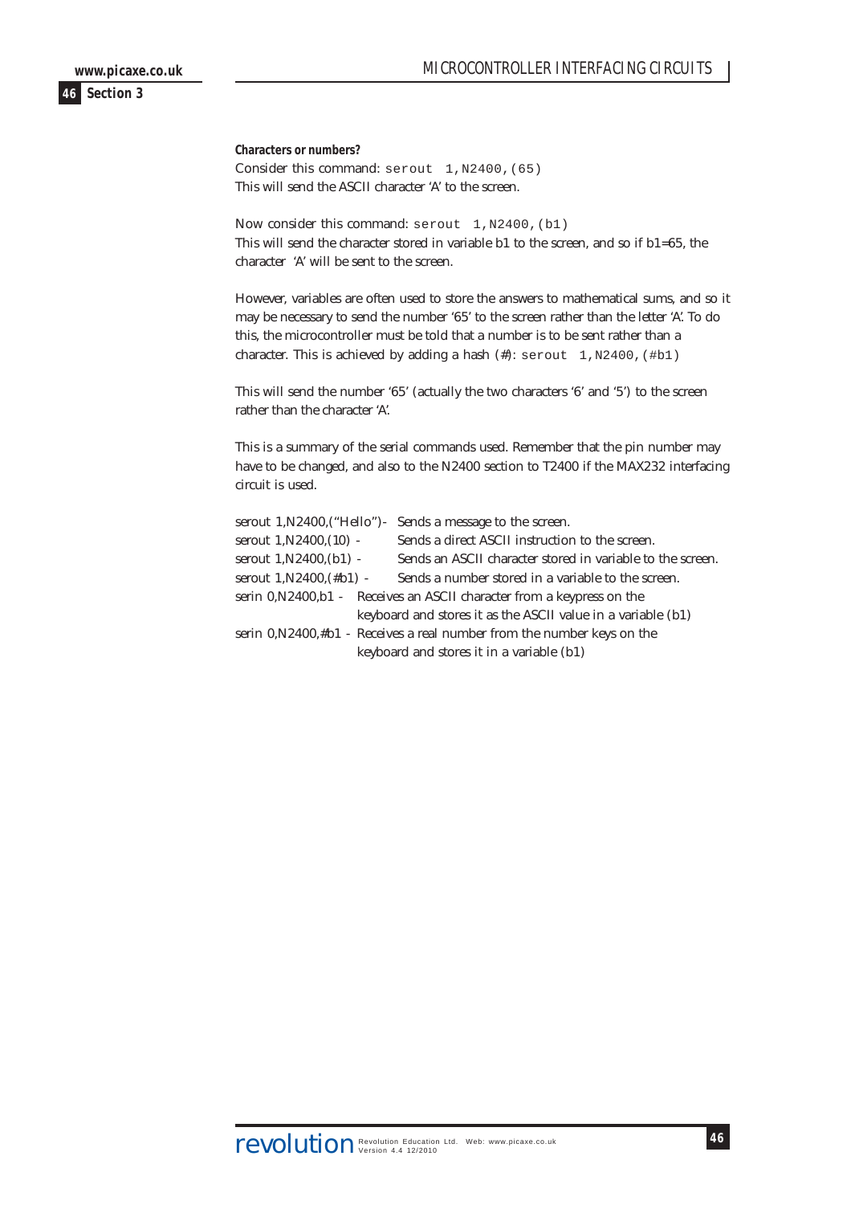**Characters or numbers?**

Consider this command: `serout 1,N2400,(65)`
This will send the ASCII character 'A' to the screen.

Now consider this command: `serout 1,N2400,(b1)`
This will send the character stored in variable b1 to the screen, and so if b1=65, the character 'A' will be sent to the screen.

However, variables are often used to store the answers to mathematical sums, and so it may be necessary to send the number '65' to the screen rather than the letter 'A'. To do this, the microcontroller must be told that a number is to be sent rather than a character. This is achieved by adding a hash (#): `serout 1,N2400,(#b1)`

This will send the number '65' (actually the two characters '6' and '5') to the screen rather than the character 'A'.

This is a summary of the serial commands used. Remember that the pin number may have to be changed, and also to the N2400 section to T2400 if the MAX232 interfacing circuit is used.

| | |
|---|---|
| serout 1,N2400,("Hello")- | Sends a message to the screen. |
| serout 1,N2400,(10) - | Sends a direct ASCII instruction to the screen. |
| serout 1,N2400,(b1) - | Sends an ASCII character stored in variable to the screen. |
| serout 1,N2400,(#b1) - | Sends a number stored in a variable to the screen. |
| serin 0,N2400,b1 - | Receives an ASCII character from a keypress on the keyboard and stores it as the ASCII value in a variable (b1) |
| serin 0,N2400,#b1 - | Receives a real number from the number keys on the keyboard and stores it in a variable (b1) |